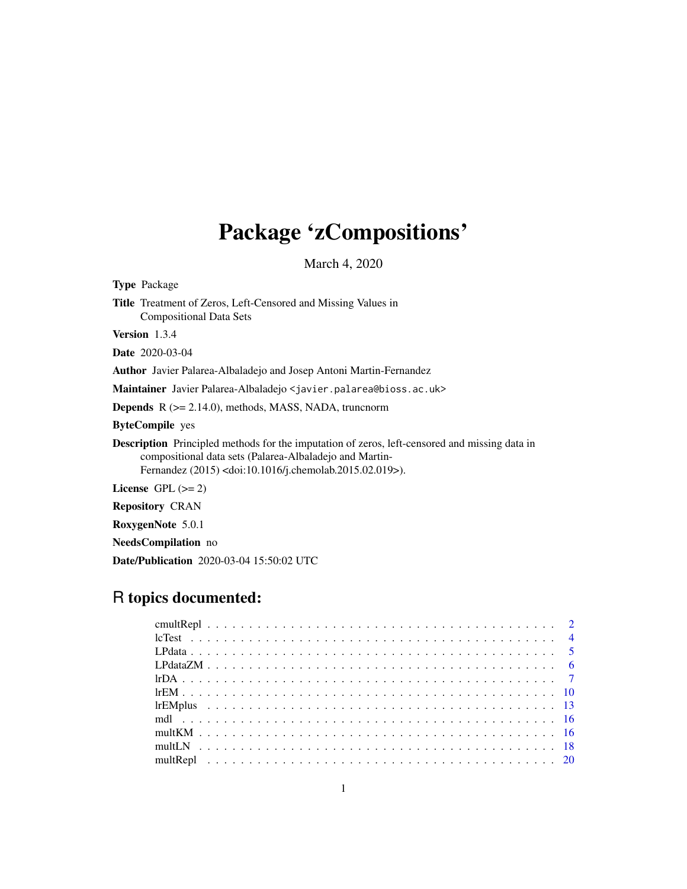# Package 'zCompositions'

March 4, 2020

**Type** Package

**Title** Treatment of Zeros, Left-Censored and Missing Values in Compositional Data Sets

**Version** 1.3.4

**Date** 2020-03-04

**Author** Javier Palarea-Albaladejo and Josep Antoni Martin-Fernandez

**Maintainer** Javier Palarea-Albaladejo <javier.palarea@bioss.ac.uk>

**Depends** R (>= 2.14.0), methods, MASS, NADA, truncnorm

**ByteCompile** yes

**Description** Principled methods for the imputation of zeros, left-censored and missing data in compositional data sets (Palarea-Albaladejo and Martin-Fernandez (2015) <doi:10.1016/j.chemolab.2015.02.019>).

**License** GPL (>= 2)

**Repository** CRAN

**RoxygenNote** 5.0.1

**NeedsCompilation** no

**Date/Publication** 2020-03-04 15:50:02 UTC

## R topics documented:

- cmultRepl . . . . . . . . . . . . . . . . . . . . . . . . . . . . . . . . . . . . . . . . . 2
- lcTest . . . . . . . . . . . . . . . . . . . . . . . . . . . . . . . . . . . . . . . . . . 4
- LPdata . . . . . . . . . . . . . . . . . . . . . . . . . . . . . . . . . . . . . . . . . . 5
- LPdataZM . . . . . . . . . . . . . . . . . . . . . . . . . . . . . . . . . . . . . . . . 6
- lrDA . . . . . . . . . . . . . . . . . . . . . . . . . . . . . . . . . . . . . . . . . . . 7
- lrEM . . . . . . . . . . . . . . . . . . . . . . . . . . . . . . . . . . . . . . . . . . . 10
- lrEMplus . . . . . . . . . . . . . . . . . . . . . . . . . . . . . . . . . . . . . . . . 13
- mdl . . . . . . . . . . . . . . . . . . . . . . . . . . . . . . . . . . . . . . . . . . . 16
- multKM . . . . . . . . . . . . . . . . . . . . . . . . . . . . . . . . . . . . . . . . . 16
- multLN . . . . . . . . . . . . . . . . . . . . . . . . . . . . . . . . . . . . . . . . . 18
- multRepl . . . . . . . . . . . . . . . . . . . . . . . . . . . . . . . . . . . . . . . . 20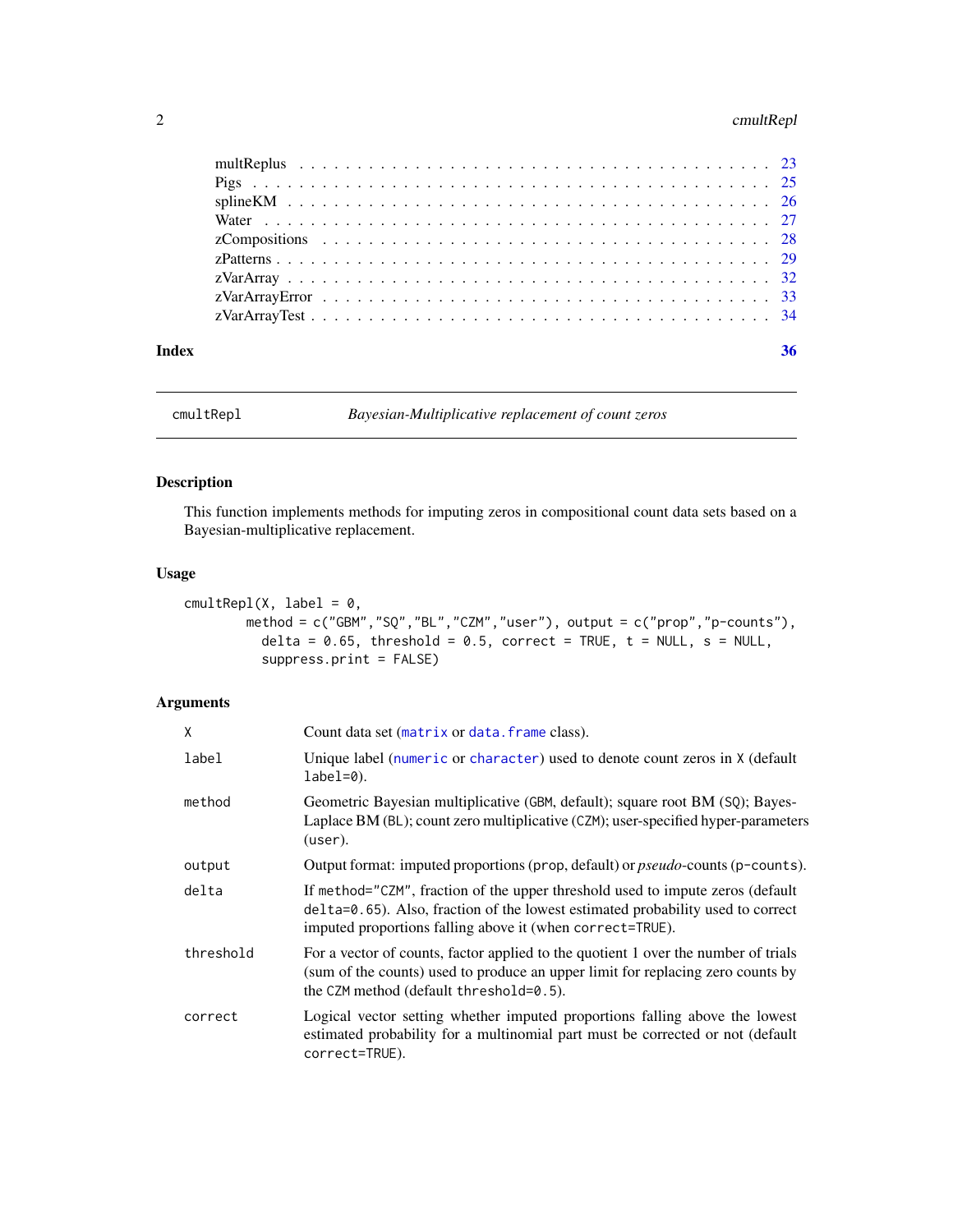multReplus . . . . . . . . . . . . . . . . . . . . . . . . . . . . . . . . . . . . . 23
Pigs . . . . . . . . . . . . . . . . . . . . . . . . . . . . . . . . . . . . . . . . . 25
splineKM . . . . . . . . . . . . . . . . . . . . . . . . . . . . . . . . . . . . . . 26
Water . . . . . . . . . . . . . . . . . . . . . . . . . . . . . . . . . . . . . . . . 27
zCompositions . . . . . . . . . . . . . . . . . . . . . . . . . . . . . . . . . . . 28
zPatterns . . . . . . . . . . . . . . . . . . . . . . . . . . . . . . . . . . . . . . 29
zVarArray . . . . . . . . . . . . . . . . . . . . . . . . . . . . . . . . . . . . . 32
zVarArrayError . . . . . . . . . . . . . . . . . . . . . . . . . . . . . . . . . . 33
zVarArrayTest . . . . . . . . . . . . . . . . . . . . . . . . . . . . . . . . . . . 34

**Index** **36**

---

`cmultRepl` *Bayesian-Multiplicative replacement of count zeros*

---

## Description

This function implements methods for imputing zeros in compositional count data sets based on a Bayesian-multiplicative replacement.

## Usage

```
cmultRepl(X, label = 0,
        method = c("GBM","SQ","BL","CZM","user"), output = c("prop","p-counts"),
          delta = 0.65, threshold = 0.5, correct = TRUE, t = NULL, s = NULL,
          suppress.print = FALSE)
```

## Arguments

| | |
|---|---|
| `X` | Count data set (`matrix` or `data.frame` class). |
| `label` | Unique label (`numeric` or `character`) used to denote count zeros in `X` (default `label=0`). |
| `method` | Geometric Bayesian multiplicative (`GBM`, default); square root BM (`SQ`); Bayes-Laplace BM (`BL`); count zero multiplicative (`CZM`); user-specified hyper-parameters (`user`). |
| `output` | Output format: imputed proportions (`prop`, default) or *pseudo*-counts (`p-counts`). |
| `delta` | If `method="CZM"`, fraction of the upper threshold used to impute zeros (default `delta=0.65`). Also, fraction of the lowest estimated probability used to correct imputed proportions falling above it (when `correct=TRUE`). |
| `threshold` | For a vector of counts, factor applied to the quotient 1 over the number of trials (sum of the counts) used to produce an upper limit for replacing zero counts by the `CZM` method (default `threshold=0.5`). |
| `correct` | Logical vector setting whether imputed proportions falling above the lowest estimated probability for a multinomial part must be corrected or not (default `correct=TRUE`). |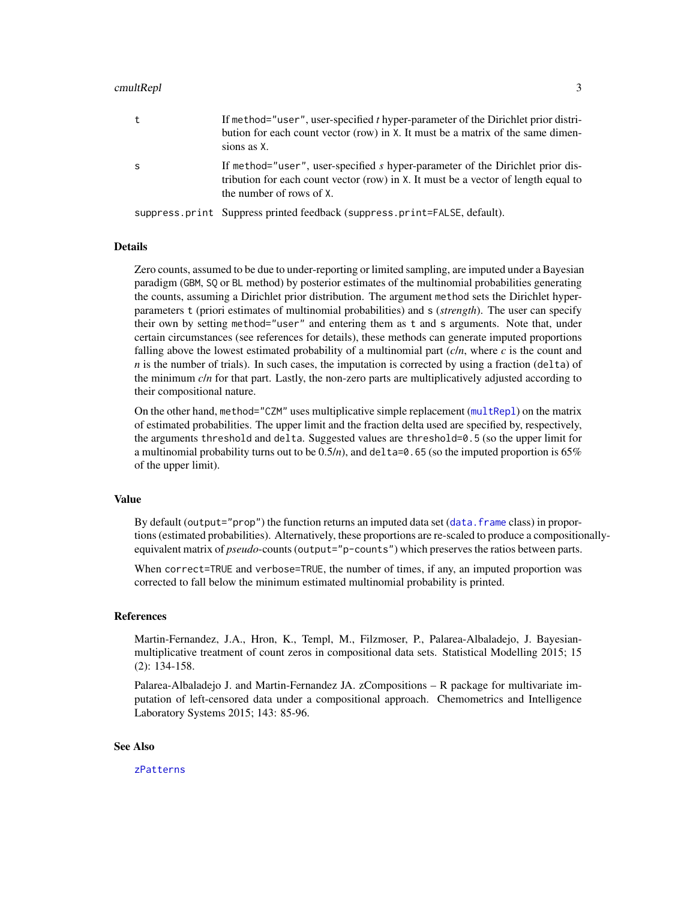| | |
|---|---|
| t | If `method="user"`, user-specified *t* hyper-parameter of the Dirichlet prior distribution for each count vector (row) in `X`. It must be a matrix of the same dimensions as `X`. |
| s | If `method="user"`, user-specified *s* hyper-parameter of the Dirichlet prior distribution for each count vector (row) in `X`. It must be a vector of length equal to the number of rows of `X`. |
| suppress.print | Suppress printed feedback (`suppress.print=FALSE`, default). |

## Details

Zero counts, assumed to be due to under-reporting or limited sampling, are imputed under a Bayesian paradigm (`GBM`, `SQ` or `BL` method) by posterior estimates of the multinomial probabilities generating the counts, assuming a Dirichlet prior distribution. The argument `method` sets the Dirichlet hyper-parameters `t` (priori estimates of multinomial probabilities) and `s` (*strength*). The user can specify their own by setting `method="user"` and entering them as `t` and `s` arguments. Note that, under certain circumstances (see references for details), these methods can generate imputed proportions falling above the lowest estimated probability of a multinomial part ($c/n$, where $c$ is the count and $n$ is the number of trials). In such cases, the imputation is corrected by using a fraction (`delta`) of the minimum $c/n$ for that part. Lastly, the non-zero parts are multiplicatively adjusted according to their compositional nature.

On the other hand, `method="CZM"` uses multiplicative simple replacement (`multRepl`) on the matrix of estimated probabilities. The upper limit and the fraction delta used are specified by, respectively, the arguments `threshold` and `delta`. Suggested values are `threshold=0.5` (so the upper limit for a multinomial probability turns out to be $0.5/n$), and `delta=0.65` (so the imputed proportion is 65% of the upper limit).

## Value

By default (`output="prop"`) the function returns an imputed data set (`data.frame` class) in proportions (estimated probabilities). Alternatively, these proportions are re-scaled to produce a compositionally-equivalent matrix of *pseudo*-counts (`output="p-counts"`) which preserves the ratios between parts.

When `correct=TRUE` and `verbose=TRUE`, the number of times, if any, an imputed proportion was corrected to fall below the minimum estimated multinomial probability is printed.

## References

Martin-Fernandez, J.A., Hron, K., Templ, M., Filzmoser, P., Palarea-Albaladejo, J. Bayesian-multiplicative treatment of count zeros in compositional data sets. Statistical Modelling 2015; 15 (2): 134-158.

Palarea-Albaladejo J. and Martin-Fernandez JA. zCompositions – R package for multivariate imputation of left-censored data under a compositional approach. Chemometrics and Intelligence Laboratory Systems 2015; 143: 85-96.

## See Also

`zPatterns`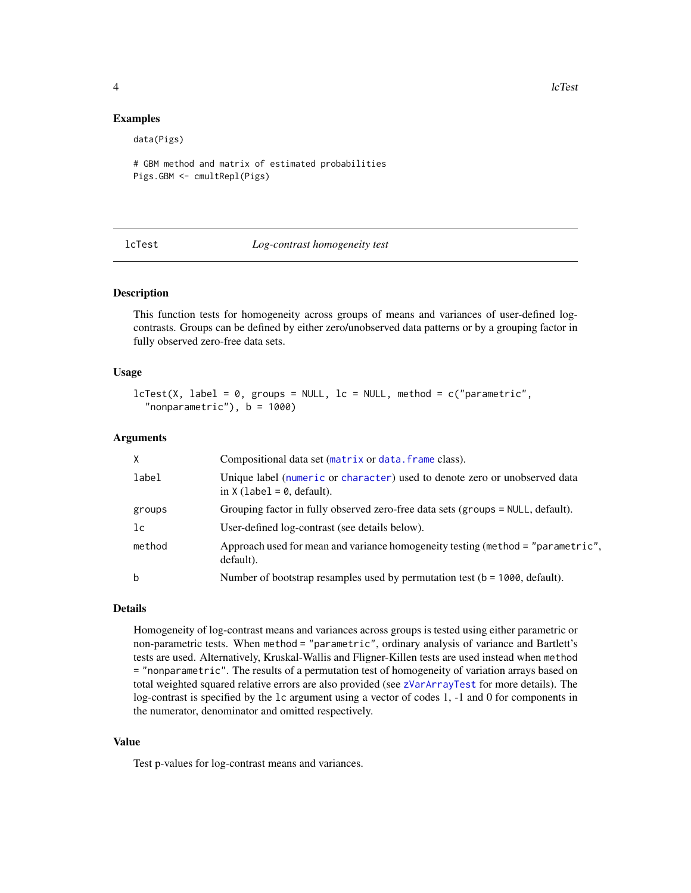## Examples

```
data(Pigs)

# GBM method and matrix of estimated probabilities
Pigs.GBM <- cmultRepl(Pigs)
```

---

# lcTest *Log-contrast homogeneity test*

---

## Description

This function tests for homogeneity across groups of means and variances of user-defined log-contrasts. Groups can be defined by either zero/unobserved data patterns or by a grouping factor in fully observed zero-free data sets.

## Usage

```
lcTest(X, label = 0, groups = NULL, lc = NULL, method = c("parametric",
  "nonparametric"), b = 1000)
```

## Arguments

| | |
|---|---|
| `X` | Compositional data set (`matrix` or `data.frame` class). |
| `label` | Unique label (`numeric` or `character`) used to denote zero or unobserved data in `X` (`label = 0`, default). |
| `groups` | Grouping factor in fully observed zero-free data sets (`groups = NULL`, default). |
| `lc` | User-defined log-contrast (see details below). |
| `method` | Approach used for mean and variance homogeneity testing (`method = "parametric"`, default). |
| `b` | Number of bootstrap resamples used by permutation test (`b = 1000`, default). |

## Details

Homogeneity of log-contrast means and variances across groups is tested using either parametric or non-parametric tests. When `method = "parametric"`, ordinary analysis of variance and Bartlett's tests are used. Alternatively, Kruskal-Wallis and Fligner-Killen tests are used instead when `method = "nonparametric"`. The results of a permutation test of homogeneity of variation arrays based on total weighted squared relative errors are also provided (see `zVarArrayTest` for more details). The log-contrast is specified by the `lc` argument using a vector of codes 1, -1 and 0 for components in the numerator, denominator and omitted respectively.

## Value

Test p-values for log-contrast means and variances.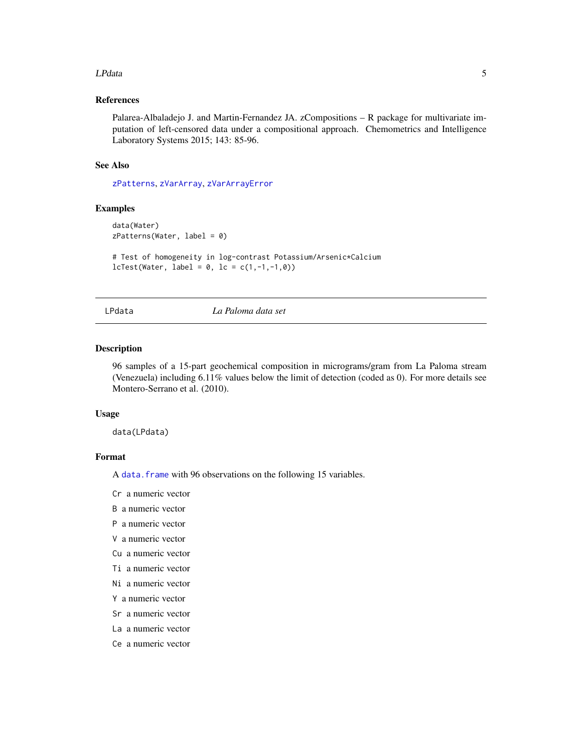### References

Palarea-Albaladejo J. and Martin-Fernandez JA. zCompositions – R package for multivariate imputation of left-censored data under a compositional approach. Chemometrics and Intelligence Laboratory Systems 2015; 143: 85-96.

### See Also

zPatterns, zVarArray, zVarArrayError

### Examples

```
data(Water)
zPatterns(Water, label = 0)

# Test of homogeneity in log-contrast Potassium/Arsenic*Calcium
lcTest(Water, label = 0, lc = c(1,-1,-1,0))
```

---

## LPdata    *La Paloma data set*

---

### Description

96 samples of a 15-part geochemical composition in micrograms/gram from La Paloma stream (Venezuela) including 6.11% values below the limit of detection (coded as 0). For more details see Montero-Serrano et al. (2010).

### Usage

```
data(LPdata)
```

### Format

A data.frame with 96 observations on the following 15 variables.

- `Cr` a numeric vector
- `B` a numeric vector
- `P` a numeric vector
- `V` a numeric vector
- `Cu` a numeric vector
- `Ti` a numeric vector
- `Ni` a numeric vector
- `Y` a numeric vector
- `Sr` a numeric vector
- `La` a numeric vector
- `Ce` a numeric vector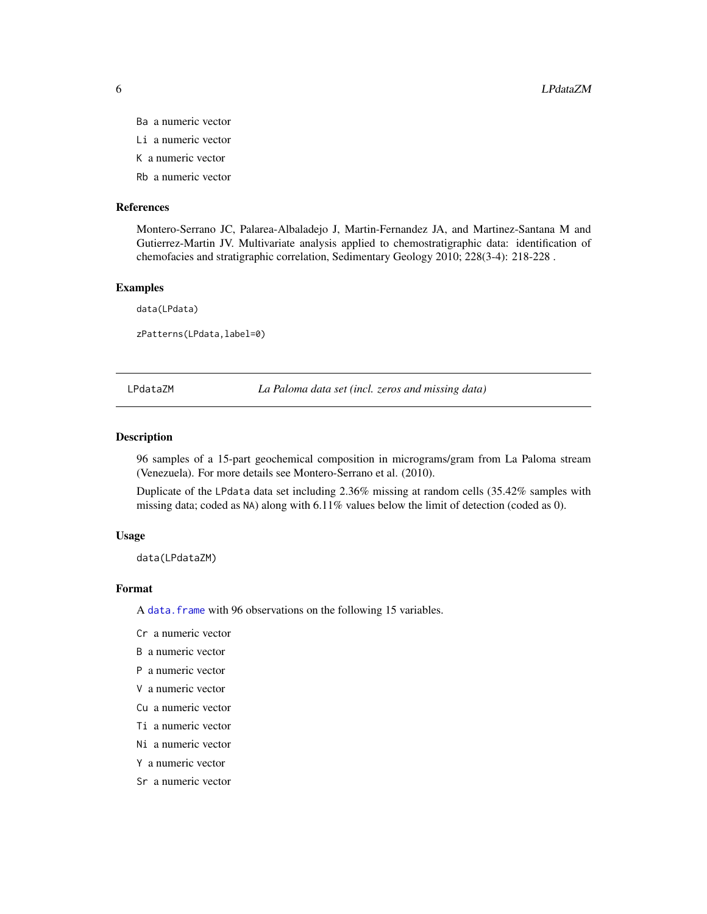Ba a numeric vector

Li a numeric vector

K a numeric vector

Rb a numeric vector

### References

Montero-Serrano JC, Palarea-Albaladejo J, Martin-Fernandez JA, and Martinez-Santana M and Gutierrez-Martin JV. Multivariate analysis applied to chemostratigraphic data: identification of chemofacies and stratigraphic correlation, Sedimentary Geology 2010; 228(3-4): 218-228 .

### Examples

```
data(LPdata)

zPatterns(LPdata,label=0)
```

---

## LPdataZM *La Paloma data set (incl. zeros and missing data)*

### Description

96 samples of a 15-part geochemical composition in micrograms/gram from La Paloma stream (Venezuela). For more details see Montero-Serrano et al. (2010).

Duplicate of the LPdata data set including 2.36% missing at random cells (35.42% samples with missing data; coded as NA) along with 6.11% values below the limit of detection (coded as 0).

### Usage

```
data(LPdataZM)
```

### Format

A data.frame with 96 observations on the following 15 variables.

Cr a numeric vector

B a numeric vector

P a numeric vector

V a numeric vector

Cu a numeric vector

Ti a numeric vector

Ni a numeric vector

Y a numeric vector

Sr a numeric vector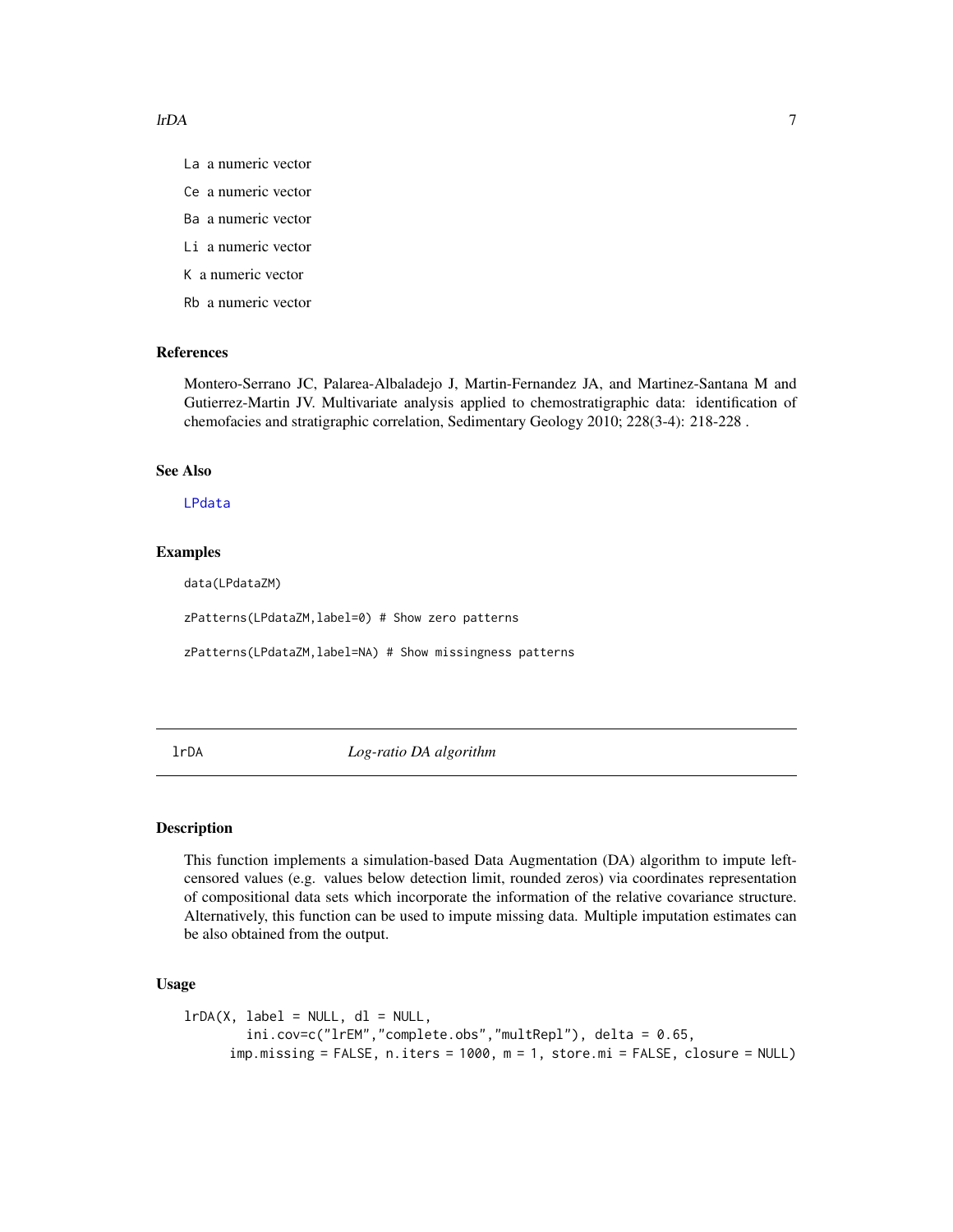La a numeric vector

Ce a numeric vector

Ba a numeric vector

Li a numeric vector

K a numeric vector

Rb a numeric vector

### References

Montero-Serrano JC, Palarea-Albaladejo J, Martin-Fernandez JA, and Martinez-Santana M and Gutierrez-Martin JV. Multivariate analysis applied to chemostratigraphic data: identification of chemofacies and stratigraphic correlation, Sedimentary Geology 2010; 228(3-4): 218-228 .

### See Also

LPdata

### Examples

```
data(LPdataZM)

zPatterns(LPdataZM,label=0) # Show zero patterns

zPatterns(LPdataZM,label=NA) # Show missingness patterns
```

---

## lrDA *Log-ratio DA algorithm*

### Description

This function implements a simulation-based Data Augmentation (DA) algorithm to impute left-censored values (e.g. values below detection limit, rounded zeros) via coordinates representation of compositional data sets which incorporate the information of the relative covariance structure. Alternatively, this function can be used to impute missing data. Multiple imputation estimates can be also obtained from the output.

### Usage

```
lrDA(X, label = NULL, dl = NULL,
        ini.cov=c("lrEM","complete.obs","multRepl"), delta = 0.65,
      imp.missing = FALSE, n.iters = 1000, m = 1, store.mi = FALSE, closure = NULL)
```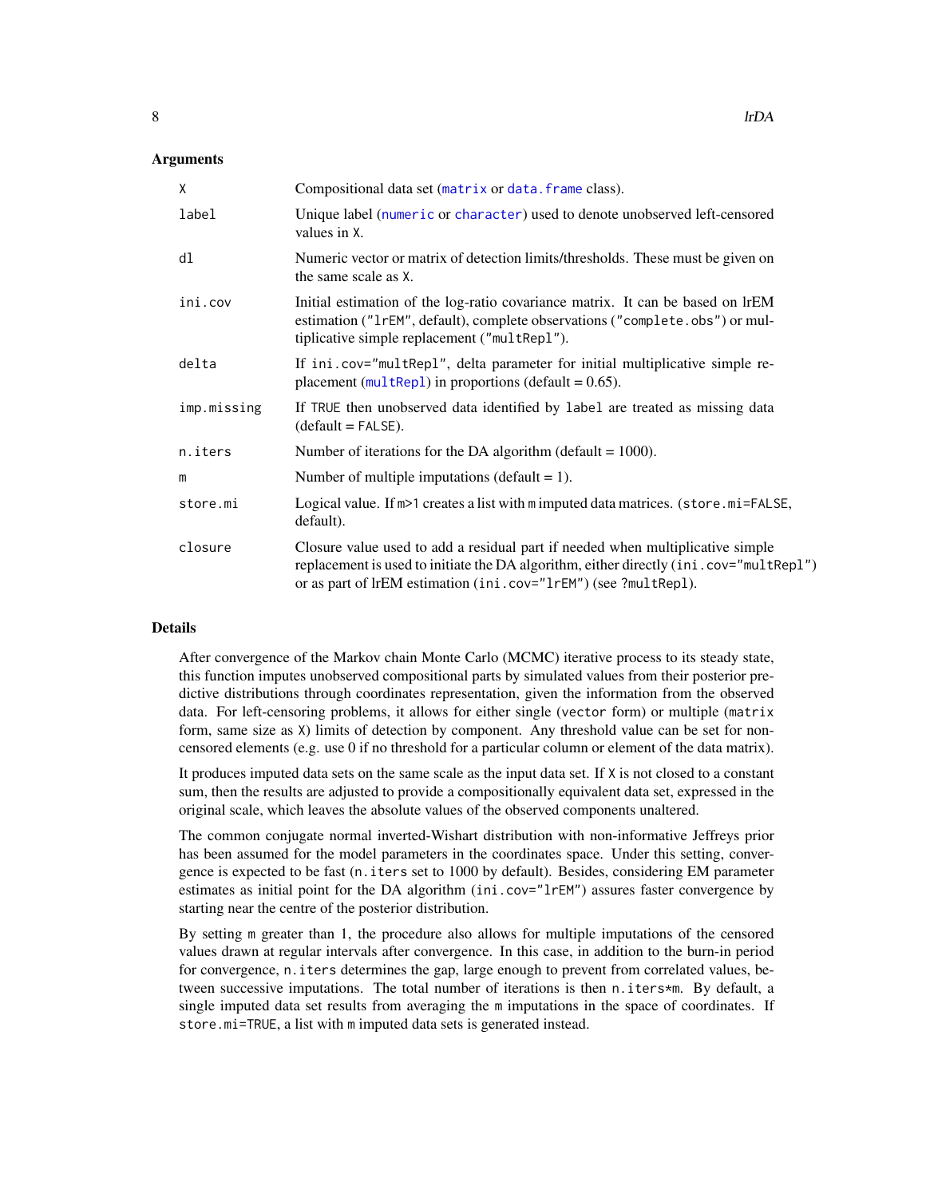### Arguments

| | |
|---|---|
| `X` | Compositional data set (`matrix` or `data.frame` class). |
| `label` | Unique label (`numeric` or `character`) used to denote unobserved left-censored values in `X`. |
| `dl` | Numeric vector or matrix of detection limits/thresholds. These must be given on the same scale as `X`. |
| `ini.cov` | Initial estimation of the log-ratio covariance matrix. It can be based on lrEM estimation (`"lrEM"`, default), complete observations (`"complete.obs"`) or multiplicative simple replacement (`"multRepl"`). |
| `delta` | If `ini.cov="multRepl"`, delta parameter for initial multiplicative simple replacement (`multRepl`) in proportions (default = 0.65). |
| `imp.missing` | If `TRUE` then unobserved data identified by `label` are treated as missing data (default = `FALSE`). |
| `n.iters` | Number of iterations for the DA algorithm (default = 1000). |
| `m` | Number of multiple imputations (default = 1). |
| `store.mi` | Logical value. If `m>1` creates a list with `m` imputed data matrices. (`store.mi=FALSE`, default). |
| `closure` | Closure value used to add a residual part if needed when multiplicative simple replacement is used to initiate the DA algorithm, either directly (`ini.cov="multRepl"`) or as part of lrEM estimation (`ini.cov="lrEM"`) (see `?multRepl`). |

### Details

After convergence of the Markov chain Monte Carlo (MCMC) iterative process to its steady state, this function imputes unobserved compositional parts by simulated values from their posterior predictive distributions through coordinates representation, given the information from the observed data. For left-censoring problems, it allows for either single (`vector` form) or multiple (`matrix` form, same size as `X`) limits of detection by component. Any threshold value can be set for non-censored elements (e.g. use 0 if no threshold for a particular column or element of the data matrix).

It produces imputed data sets on the same scale as the input data set. If `X` is not closed to a constant sum, then the results are adjusted to provide a compositionally equivalent data set, expressed in the original scale, which leaves the absolute values of the observed components unaltered.

The common conjugate normal inverted-Wishart distribution with non-informative Jeffreys prior has been assumed for the model parameters in the coordinates space. Under this setting, convergence is expected to be fast (`n.iters` set to 1000 by default). Besides, considering EM parameter estimates as initial point for the DA algorithm (`ini.cov="lrEM"`) assures faster convergence by starting near the centre of the posterior distribution.

By setting `m` greater than 1, the procedure also allows for multiple imputations of the censored values drawn at regular intervals after convergence. In this case, in addition to the burn-in period for convergence, `n.iters` determines the gap, large enough to prevent from correlated values, between successive imputations. The total number of iterations is then `n.iters*m`. By default, a single imputed data set results from averaging the `m` imputations in the space of coordinates. If `store.mi=TRUE`, a list with `m` imputed data sets is generated instead.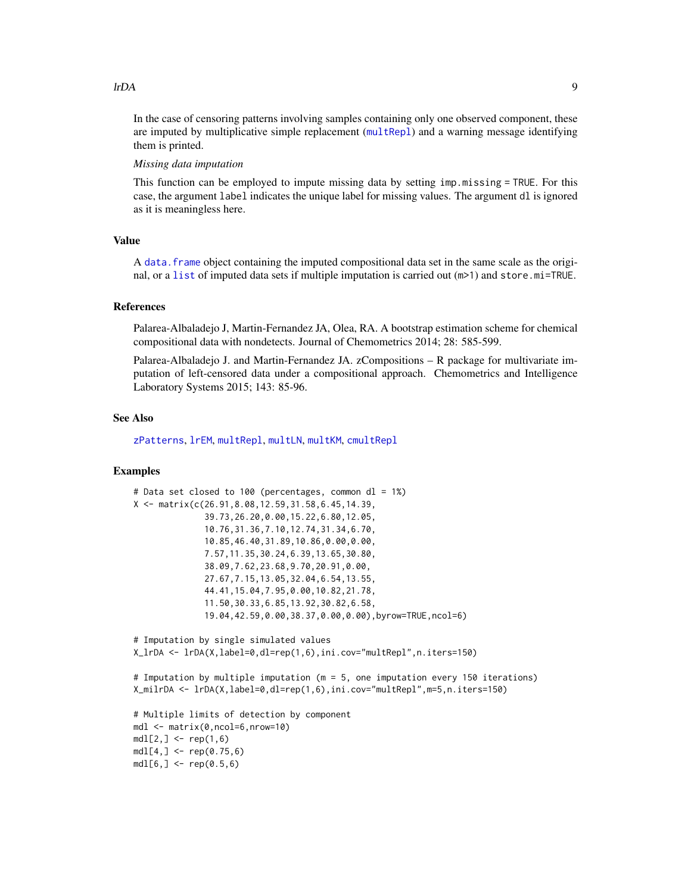In the case of censoring patterns involving samples containing only one observed component, these are imputed by multiplicative simple replacement (multRepl) and a warning message identifying them is printed.

*Missing data imputation*

This function can be employed to impute missing data by setting `imp.missing = TRUE`. For this case, the argument `label` indicates the unique label for missing values. The argument `dl` is ignored as it is meaningless here.

## Value

A `data.frame` object containing the imputed compositional data set in the same scale as the original, or a `list` of imputed data sets if multiple imputation is carried out (`m>1`) and `store.mi=TRUE`.

## References

Palarea-Albaladejo J, Martin-Fernandez JA, Olea, RA. A bootstrap estimation scheme for chemical compositional data with nondetects. Journal of Chemometrics 2014; 28: 585-599.

Palarea-Albaladejo J. and Martin-Fernandez JA. zCompositions – R package for multivariate imputation of left-censored data under a compositional approach. Chemometrics and Intelligence Laboratory Systems 2015; 143: 85-96.

## See Also

`zPatterns`, `lrEM`, `multRepl`, `multLN`, `multKM`, `cmultRepl`

## Examples

```
# Data set closed to 100 (percentages, common dl = 1%)
X <- matrix(c(26.91,8.08,12.59,31.58,6.45,14.39,
              39.73,26.20,0.00,15.22,6.80,12.05,
              10.76,31.36,7.10,12.74,31.34,6.70,
              10.85,46.40,31.89,10.86,0.00,0.00,
              7.57,11.35,30.24,6.39,13.65,30.80,
              38.09,7.62,23.68,9.70,20.91,0.00,
              27.67,7.15,13.05,32.04,6.54,13.55,
              44.41,15.04,7.95,0.00,10.82,21.78,
              11.50,30.33,6.85,13.92,30.82,6.58,
              19.04,42.59,0.00,38.37,0.00,0.00),byrow=TRUE,ncol=6)

# Imputation by single simulated values
X_lrDA <- lrDA(X,label=0,dl=rep(1,6),ini.cov="multRepl",n.iters=150)

# Imputation by multiple imputation (m = 5, one imputation every 150 iterations)
X_milrDA <- lrDA(X,label=0,dl=rep(1,6),ini.cov="multRepl",m=5,n.iters=150)

# Multiple limits of detection by component
mdl <- matrix(0,ncol=6,nrow=10)
mdl[2,] <- rep(1,6)
mdl[4,] <- rep(0.75,6)
mdl[6,] <- rep(0.5,6)
```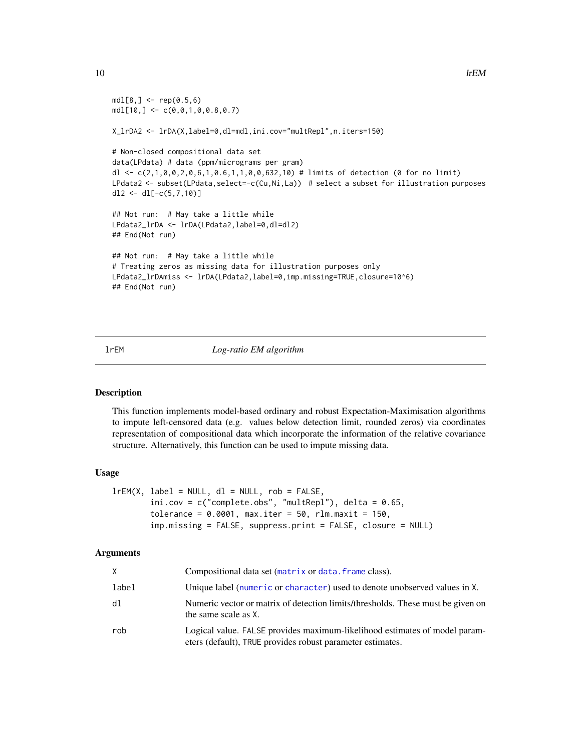```
mdl[8,] <- rep(0.5,6)
mdl[10,] <- c(0,0,1,0,0.8,0.7)

X_lrDA2 <- lrDA(X,label=0,dl=mdl,ini.cov="multRepl",n.iters=150)

# Non-closed compositional data set
data(LPdata) # data (ppm/micrograms per gram)
dl <- c(2,1,0,0,2,0,6,1,0.6,1,1,0,0,632,10) # limits of detection (0 for no limit)
LPdata2 <- subset(LPdata,select=-c(Cu,Ni,La))  # select a subset for illustration purposes
dl2 <- dl[-c(5,7,10)]

## Not run:  # May take a little while
LPdata2_lrDA <- lrDA(LPdata2,label=0,dl=dl2)
## End(Not run)

## Not run:  # May take a little while
# Treating zeros as missing data for illustration purposes only
LPdata2_lrDAmiss <- lrDA(LPdata2,label=0,imp.missing=TRUE,closure=10^6)
## End(Not run)
```

---

## lrEM — *Log-ratio EM algorithm*

### Description

This function implements model-based ordinary and robust Expectation-Maximisation algorithms to impute left-censored data (e.g. values below detection limit, rounded zeros) via coordinates representation of compositional data which incorporate the information of the relative covariance structure. Alternatively, this function can be used to impute missing data.

### Usage

```
lrEM(X, label = NULL, dl = NULL, rob = FALSE,
        ini.cov = c("complete.obs", "multRepl"), delta = 0.65,
        tolerance = 0.0001, max.iter = 50, rlm.maxit = 150,
        imp.missing = FALSE, suppress.print = FALSE, closure = NULL)
```

### Arguments

| | |
|---|---|
| X | Compositional data set (matrix or data.frame class). |
| label | Unique label (numeric or character) used to denote unobserved values in X. |
| dl | Numeric vector or matrix of detection limits/thresholds. These must be given on the same scale as X. |
| rob | Logical value. FALSE provides maximum-likelihood estimates of model parameters (default), TRUE provides robust parameter estimates. |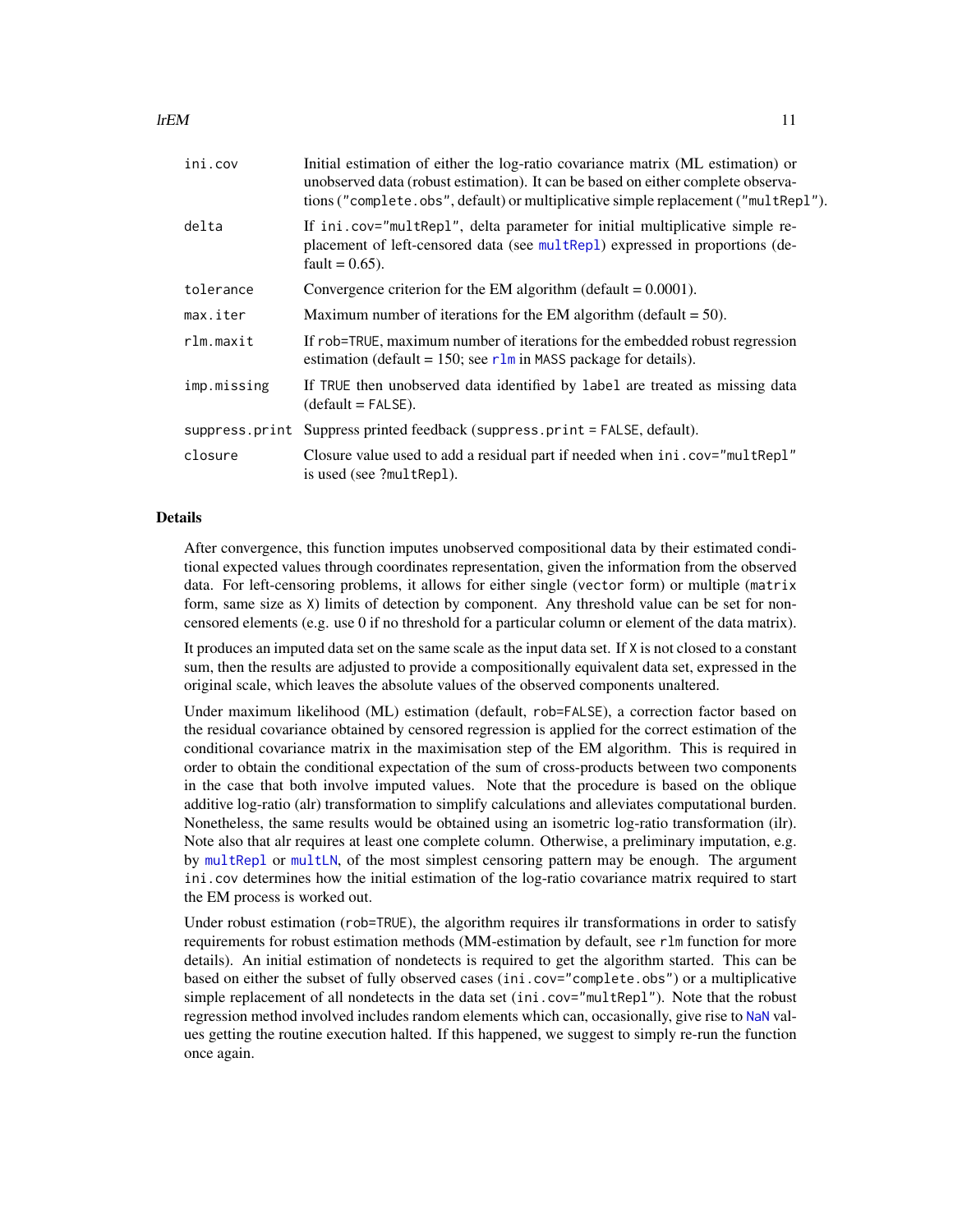| | |
|---|---|
| ini.cov | Initial estimation of either the log-ratio covariance matrix (ML estimation) or unobserved data (robust estimation). It can be based on either complete observations ("complete.obs", default) or multiplicative simple replacement ("multRepl"). |
| delta | If ini.cov="multRepl", delta parameter for initial multiplicative simple replacement of left-censored data (see multRepl) expressed in proportions (default = 0.65). |
| tolerance | Convergence criterion for the EM algorithm (default = 0.0001). |
| max.iter | Maximum number of iterations for the EM algorithm (default = 50). |
| rlm.maxit | If rob=TRUE, maximum number of iterations for the embedded robust regression estimation (default = 150; see rlm in MASS package for details). |
| imp.missing | If TRUE then unobserved data identified by label are treated as missing data (default = FALSE). |
| suppress.print | Suppress printed feedback (suppress.print = FALSE, default). |
| closure | Closure value used to add a residual part if needed when ini.cov="multRepl" is used (see ?multRepl). |

## Details

After convergence, this function imputes unobserved compositional data by their estimated conditional expected values through coordinates representation, given the information from the observed data. For left-censoring problems, it allows for either single (vector form) or multiple (matrix form, same size as X) limits of detection by component. Any threshold value can be set for non-censored elements (e.g. use 0 if no threshold for a particular column or element of the data matrix).

It produces an imputed data set on the same scale as the input data set. If X is not closed to a constant sum, then the results are adjusted to provide a compositionally equivalent data set, expressed in the original scale, which leaves the absolute values of the observed components unaltered.

Under maximum likelihood (ML) estimation (default, rob=FALSE), a correction factor based on the residual covariance obtained by censored regression is applied for the correct estimation of the conditional covariance matrix in the maximisation step of the EM algorithm. This is required in order to obtain the conditional expectation of the sum of cross-products between two components in the case that both involve imputed values. Note that the procedure is based on the oblique additive log-ratio (alr) transformation to simplify calculations and alleviates computational burden. Nonetheless, the same results would be obtained using an isometric log-ratio transformation (ilr). Note also that alr requires at least one complete column. Otherwise, a preliminary imputation, e.g. by multRepl or multLN, of the most simplest censoring pattern may be enough. The argument ini.cov determines how the initial estimation of the log-ratio covariance matrix required to start the EM process is worked out.

Under robust estimation (rob=TRUE), the algorithm requires ilr transformations in order to satisfy requirements for robust estimation methods (MM-estimation by default, see rlm function for more details). An initial estimation of nondetects is required to get the algorithm started. This can be based on either the subset of fully observed cases (ini.cov="complete.obs") or a multiplicative simple replacement of all nondetects in the data set (ini.cov="multRepl"). Note that the robust regression method involved includes random elements which can, occasionally, give rise to NaN values getting the routine execution halted. If this happened, we suggest to simply re-run the function once again.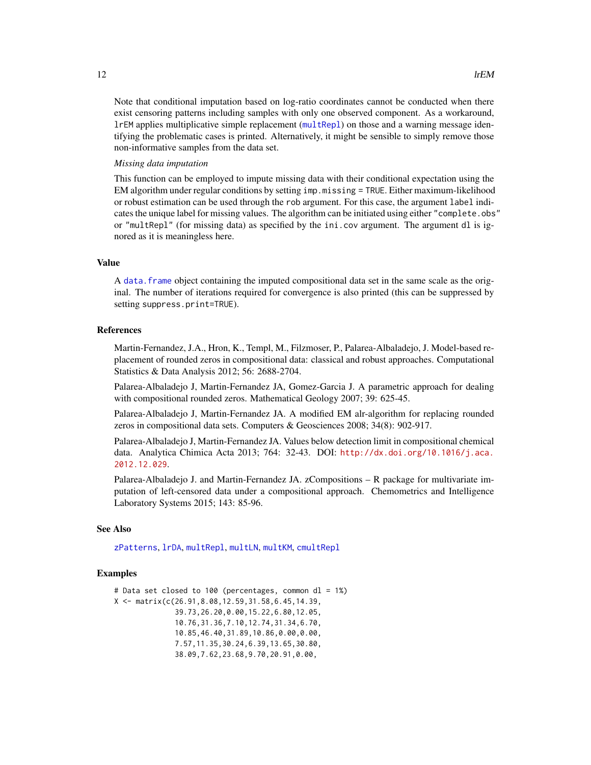Note that conditional imputation based on log-ratio coordinates cannot be conducted when there exist censoring patterns including samples with only one observed component. As a workaround, `lrEM` applies multiplicative simple replacement (`multRepl`) on those and a warning message identifying the problematic cases is printed. Alternatively, it might be sensible to simply remove those non-informative samples from the data set.

*Missing data imputation*

This function can be employed to impute missing data with their conditional expectation using the EM algorithm under regular conditions by setting `imp.missing = TRUE`. Either maximum-likelihood or robust estimation can be used through the `rob` argument. For this case, the argument `label` indicates the unique label for missing values. The algorithm can be initiated using either `"complete.obs"` or `"multRepl"` (for missing data) as specified by the `ini.cov` argument. The argument `dl` is ignored as it is meaningless here.

## Value

A `data.frame` object containing the imputed compositional data set in the same scale as the original. The number of iterations required for convergence is also printed (this can be suppressed by setting `suppress.print=TRUE`).

## References

Martin-Fernandez, J.A., Hron, K., Templ, M., Filzmoser, P., Palarea-Albaladejo, J. Model-based replacement of rounded zeros in compositional data: classical and robust approaches. Computational Statistics & Data Analysis 2012; 56: 2688-2704.

Palarea-Albaladejo J, Martin-Fernandez JA, Gomez-Garcia J. A parametric approach for dealing with compositional rounded zeros. Mathematical Geology 2007; 39: 625-45.

Palarea-Albaladejo J, Martin-Fernandez JA. A modified EM alr-algorithm for replacing rounded zeros in compositional data sets. Computers & Geosciences 2008; 34(8): 902-917.

Palarea-Albaladejo J, Martin-Fernandez JA. Values below detection limit in compositional chemical data. Analytica Chimica Acta 2013; 764: 32-43. DOI: http://dx.doi.org/10.1016/j.aca.2012.12.029.

Palarea-Albaladejo J. and Martin-Fernandez JA. zCompositions – R package for multivariate imputation of left-censored data under a compositional approach. Chemometrics and Intelligence Laboratory Systems 2015; 143: 85-96.

## See Also

`zPatterns`, `lrDA`, `multRepl`, `multLN`, `multKM`, `cmultRepl`

## Examples

```
# Data set closed to 100 (percentages, common dl = 1%)
X <- matrix(c(26.91,8.08,12.59,31.58,6.45,14.39,
              39.73,26.20,0.00,15.22,6.80,12.05,
              10.76,31.36,7.10,12.74,31.34,6.70,
              10.85,46.40,31.89,10.86,0.00,0.00,
              7.57,11.35,30.24,6.39,13.65,30.80,
              38.09,7.62,23.68,9.70,20.91,0.00,
```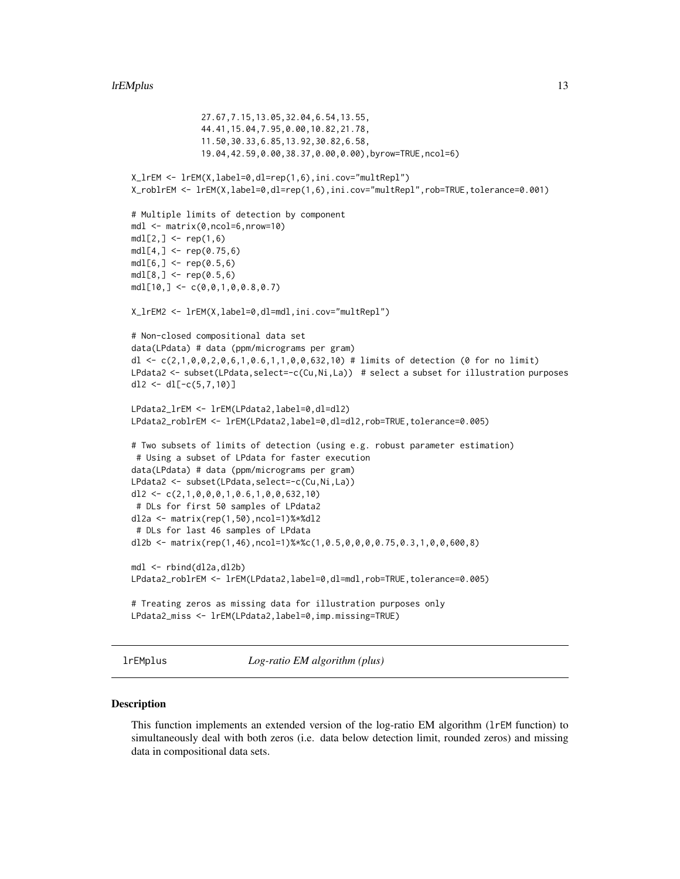```
              27.67,7.15,13.05,32.04,6.54,13.55,
              44.41,15.04,7.95,0.00,10.82,21.78,
              11.50,30.33,6.85,13.92,30.82,6.58,
              19.04,42.59,0.00,38.37,0.00,0.00),byrow=TRUE,ncol=6)

X_lrEM <- lrEM(X,label=0,dl=rep(1,6),ini.cov="multRepl")
X_roblrEM <- lrEM(X,label=0,dl=rep(1,6),ini.cov="multRepl",rob=TRUE,tolerance=0.001)

# Multiple limits of detection by component
mdl <- matrix(0,ncol=6,nrow=10)
mdl[2,] <- rep(1,6)
mdl[4,] <- rep(0.75,6)
mdl[6,] <- rep(0.5,6)
mdl[8,] <- rep(0.5,6)
mdl[10,] <- c(0,0,1,0,0.8,0.7)

X_lrEM2 <- lrEM(X,label=0,dl=mdl,ini.cov="multRepl")

# Non-closed compositional data set
data(LPdata) # data (ppm/micrograms per gram)
dl <- c(2,1,0,0,2,0,6,1,0.6,1,1,0,0,632,10) # limits of detection (0 for no limit)
LPdata2 <- subset(LPdata,select=-c(Cu,Ni,La))  # select a subset for illustration purposes
dl2 <- dl[-c(5,7,10)]

LPdata2_lrEM <- lrEM(LPdata2,label=0,dl=dl2)
LPdata2_roblrEM <- lrEM(LPdata2,label=0,dl=dl2,rob=TRUE,tolerance=0.005)

# Two subsets of limits of detection (using e.g. robust parameter estimation)
 # Using a subset of LPdata for faster execution
data(LPdata) # data (ppm/micrograms per gram)
LPdata2 <- subset(LPdata,select=-c(Cu,Ni,La))
dl2 <- c(2,1,0,0,0,1,0.6,1,0,0,632,10)
 # DLs for first 50 samples of LPdata2
dl2a <- matrix(rep(1,50),ncol=1)%*%dl2
 # DLs for last 46 samples of LPdata
dl2b <- matrix(rep(1,46),ncol=1)%*%c(1,0.5,0,0,0,0.75,0.3,1,0,0,600,8)

mdl <- rbind(dl2a,dl2b)
LPdata2_roblrEM <- lrEM(LPdata2,label=0,dl=mdl,rob=TRUE,tolerance=0.005)

# Treating zeros as missing data for illustration purposes only
LPdata2_miss <- lrEM(LPdata2,label=0,imp.missing=TRUE)
```

## lrEMplus — *Log-ratio EM algorithm (plus)*

### Description

This function implements an extended version of the log-ratio EM algorithm (`lrEM` function) to simultaneously deal with both zeros (i.e. data below detection limit, rounded zeros) and missing data in compositional data sets.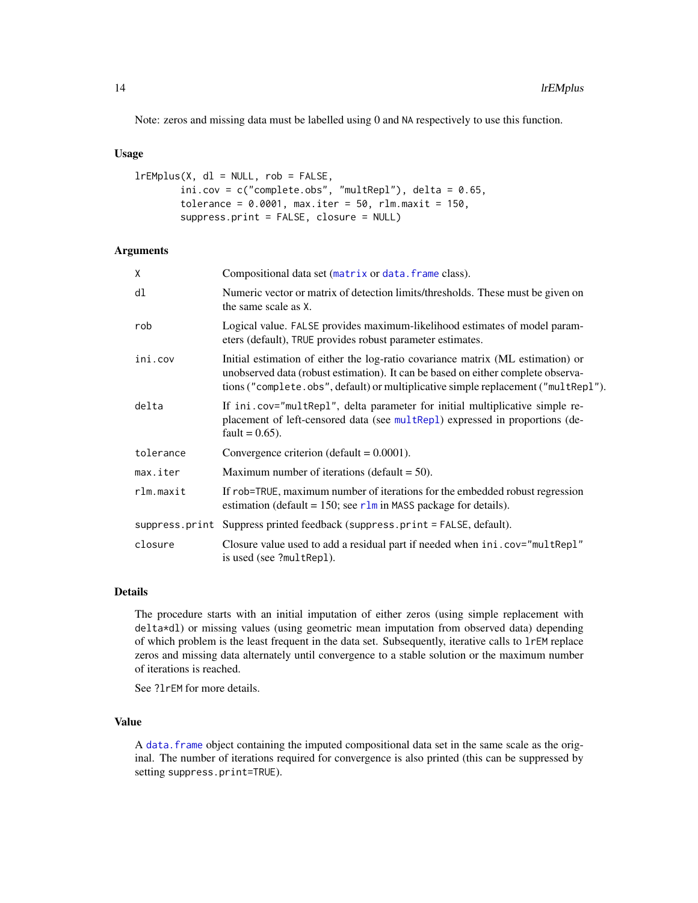Note: zeros and missing data must be labelled using 0 and NA respectively to use this function.

### Usage

```
lrEMplus(X, dl = NULL, rob = FALSE,
        ini.cov = c("complete.obs", "multRepl"), delta = 0.65,
        tolerance = 0.0001, max.iter = 50, rlm.maxit = 150,
        suppress.print = FALSE, closure = NULL)
```

### Arguments

| | |
|---|---|
| X | Compositional data set (matrix or data.frame class). |
| dl | Numeric vector or matrix of detection limits/thresholds. These must be given on the same scale as X. |
| rob | Logical value. FALSE provides maximum-likelihood estimates of model parameters (default), TRUE provides robust parameter estimates. |
| ini.cov | Initial estimation of either the log-ratio covariance matrix (ML estimation) or unobserved data (robust estimation). It can be based on either complete observations ("complete.obs", default) or multiplicative simple replacement ("multRepl"). |
| delta | If ini.cov="multRepl", delta parameter for initial multiplicative simple replacement of left-censored data (see multRepl) expressed in proportions (default = 0.65). |
| tolerance | Convergence criterion (default = 0.0001). |
| max.iter | Maximum number of iterations (default = 50). |
| rlm.maxit | If rob=TRUE, maximum number of iterations for the embedded robust regression estimation (default = 150; see rlm in MASS package for details). |
| suppress.print | Suppress printed feedback (suppress.print = FALSE, default). |
| closure | Closure value used to add a residual part if needed when ini.cov="multRepl" is used (see ?multRepl). |

### Details

The procedure starts with an initial imputation of either zeros (using simple replacement with delta*dl) or missing values (using geometric mean imputation from observed data) depending of which problem is the least frequent in the data set. Subsequently, iterative calls to lrEM replace zeros and missing data alternately until convergence to a stable solution or the maximum number of iterations is reached.

See ?lrEM for more details.

### Value

A data.frame object containing the imputed compositional data set in the same scale as the original. The number of iterations required for convergence is also printed (this can be suppressed by setting suppress.print=TRUE).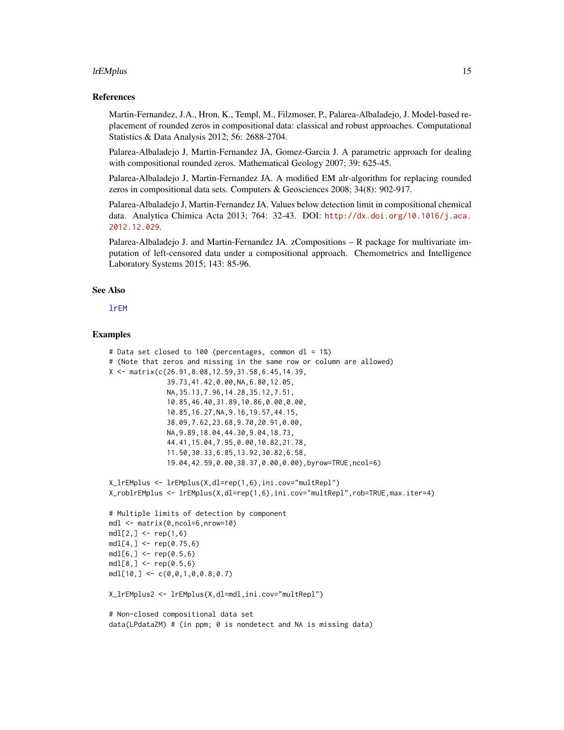### References

Martin-Fernandez, J.A., Hron, K., Templ, M., Filzmoser, P., Palarea-Albaladejo, J. Model-based replacement of rounded zeros in compositional data: classical and robust approaches. Computational Statistics & Data Analysis 2012; 56: 2688-2704.

Palarea-Albaladejo J, Martin-Fernandez JA, Gomez-Garcia J. A parametric approach for dealing with compositional rounded zeros. Mathematical Geology 2007; 39: 625-45.

Palarea-Albaladejo J, Martin-Fernandez JA. A modified EM alr-algorithm for replacing rounded zeros in compositional data sets. Computers & Geosciences 2008; 34(8): 902-917.

Palarea-Albaladejo J, Martin-Fernandez JA. Values below detection limit in compositional chemical data. Analytica Chimica Acta 2013; 764: 32-43. DOI: http://dx.doi.org/10.1016/j.aca.2012.12.029.

Palarea-Albaladejo J. and Martin-Fernandez JA. zCompositions – R package for multivariate imputation of left-censored data under a compositional approach. Chemometrics and Intelligence Laboratory Systems 2015; 143: 85-96.

### See Also

lrEM

### Examples

```
# Data set closed to 100 (percentages, common dl = 1%)
# (Note that zeros and missing in the same row or column are allowed)
X <- matrix(c(26.91,8.08,12.59,31.58,6.45,14.39,
              39.73,41.42,0.00,NA,6.80,12.05,
              NA,35.13,7.96,14.28,35.12,7.51,
              10.85,46.40,31.89,10.86,0.00,0.00,
              10.85,16.27,NA,9.16,19.57,44.15,
              38.09,7.62,23.68,9.70,20.91,0.00,
              NA,9.89,18.04,44.30,9.04,18.73,
              44.41,15.04,7.95,0.00,10.82,21.78,
              11.50,30.33,6.85,13.92,30.82,6.58,
              19.04,42.59,0.00,38.37,0.00,0.00),byrow=TRUE,ncol=6)

X_lrEMplus <- lrEMplus(X,dl=rep(1,6),ini.cov="multRepl")
X_roblrEMplus <- lrEMplus(X,dl=rep(1,6),ini.cov="multRepl",rob=TRUE,max.iter=4)

# Multiple limits of detection by component
mdl <- matrix(0,ncol=6,nrow=10)
mdl[2,] <- rep(1,6)
mdl[4,] <- rep(0.75,6)
mdl[6,] <- rep(0.5,6)
mdl[8,] <- rep(0.5,6)
mdl[10,] <- c(0,0,1,0,0.8,0.7)

X_lrEMplus2 <- lrEMplus(X,dl=mdl,ini.cov="multRepl")

# Non-closed compositional data set
data(LPdataZM) # (in ppm; 0 is nondetect and NA is missing data)
```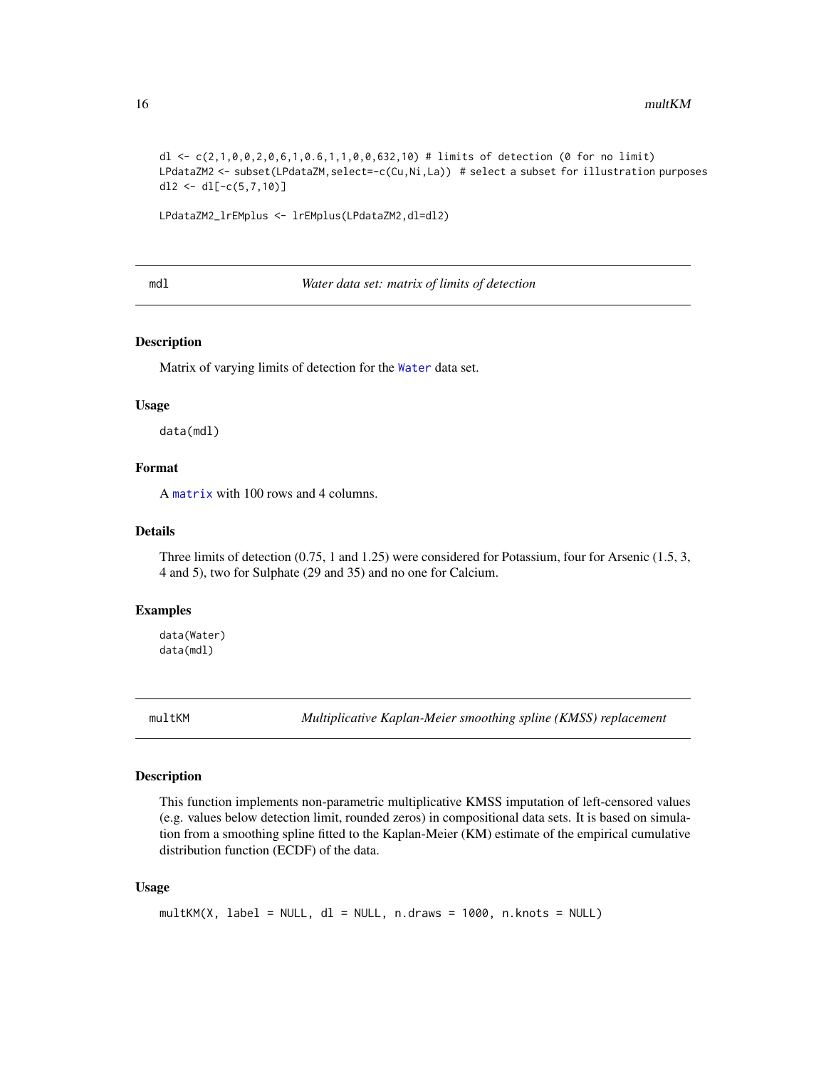```
dl <- c(2,1,0,0,2,0,6,1,0.6,1,1,0,0,632,10) # limits of detection (0 for no limit)
LPdataZM2 <- subset(LPdataZM,select=-c(Cu,Ni,La))  # select a subset for illustration purposes
dl2 <- dl[-c(5,7,10)]

LPdataZM2_lrEMplus <- lrEMplus(LPdataZM2,dl=dl2)
```

## mdl — *Water data set: matrix of limits of detection*

### Description

Matrix of varying limits of detection for the Water data set.

### Usage

```
data(mdl)
```

### Format

A matrix with 100 rows and 4 columns.

### Details

Three limits of detection (0.75, 1 and 1.25) were considered for Potassium, four for Arsenic (1.5, 3, 4 and 5), two for Sulphate (29 and 35) and no one for Calcium.

### Examples

```
data(Water)
data(mdl)
```

## multKM — *Multiplicative Kaplan-Meier smoothing spline (KMSS) replacement*

### Description

This function implements non-parametric multiplicative KMSS imputation of left-censored values (e.g. values below detection limit, rounded zeros) in compositional data sets. It is based on simulation from a smoothing spline fitted to the Kaplan-Meier (KM) estimate of the empirical cumulative distribution function (ECDF) of the data.

### Usage

```
multKM(X, label = NULL, dl = NULL, n.draws = 1000, n.knots = NULL)
```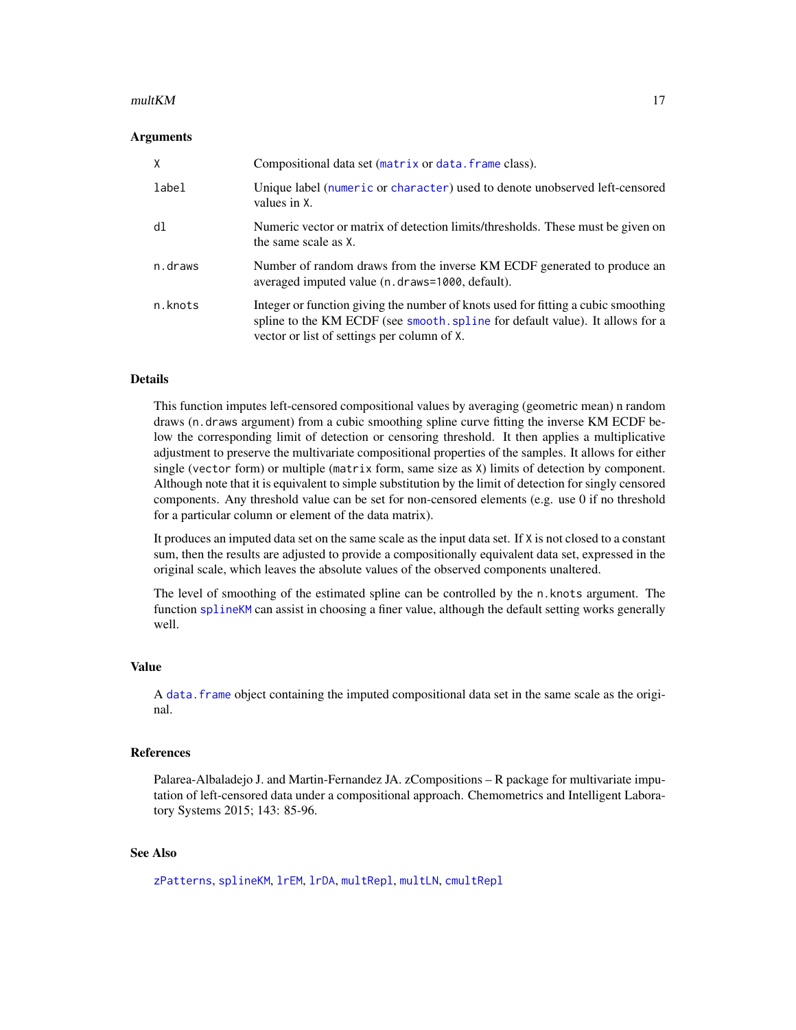### Arguments

| | |
|---|---|
| `X` | Compositional data set (`matrix` or `data.frame` class). |
| `label` | Unique label (`numeric` or `character`) used to denote unobserved left-censored values in `X`. |
| `dl` | Numeric vector or matrix of detection limits/thresholds. These must be given on the same scale as `X`. |
| `n.draws` | Number of random draws from the inverse KM ECDF generated to produce an averaged imputed value (`n.draws=1000`, default). |
| `n.knots` | Integer or function giving the number of knots used for fitting a cubic smoothing spline to the KM ECDF (see `smooth.spline` for default value). It allows for a vector or list of settings per column of `X`. |

### Details

This function imputes left-censored compositional values by averaging (geometric mean) n random draws (`n.draws` argument) from a cubic smoothing spline curve fitting the inverse KM ECDF below the corresponding limit of detection or censoring threshold. It then applies a multiplicative adjustment to preserve the multivariate compositional properties of the samples. It allows for either single (`vector` form) or multiple (`matrix` form, same size as `X`) limits of detection by component. Although note that it is equivalent to simple substitution by the limit of detection for singly censored components. Any threshold value can be set for non-censored elements (e.g. use 0 if no threshold for a particular column or element of the data matrix).

It produces an imputed data set on the same scale as the input data set. If `X` is not closed to a constant sum, then the results are adjusted to provide a compositionally equivalent data set, expressed in the original scale, which leaves the absolute values of the observed components unaltered.

The level of smoothing of the estimated spline can be controlled by the `n.knots` argument. The function `splineKM` can assist in choosing a finer value, although the default setting works generally well.

### Value

A `data.frame` object containing the imputed compositional data set in the same scale as the original.

### References

Palarea-Albaladejo J. and Martin-Fernandez JA. zCompositions – R package for multivariate imputation of left-censored data under a compositional approach. Chemometrics and Intelligent Laboratory Systems 2015; 143: 85-96.

### See Also

`zPatterns`, `splineKM`, `lrEM`, `lrDA`, `multRepl`, `multLN`, `cmultRepl`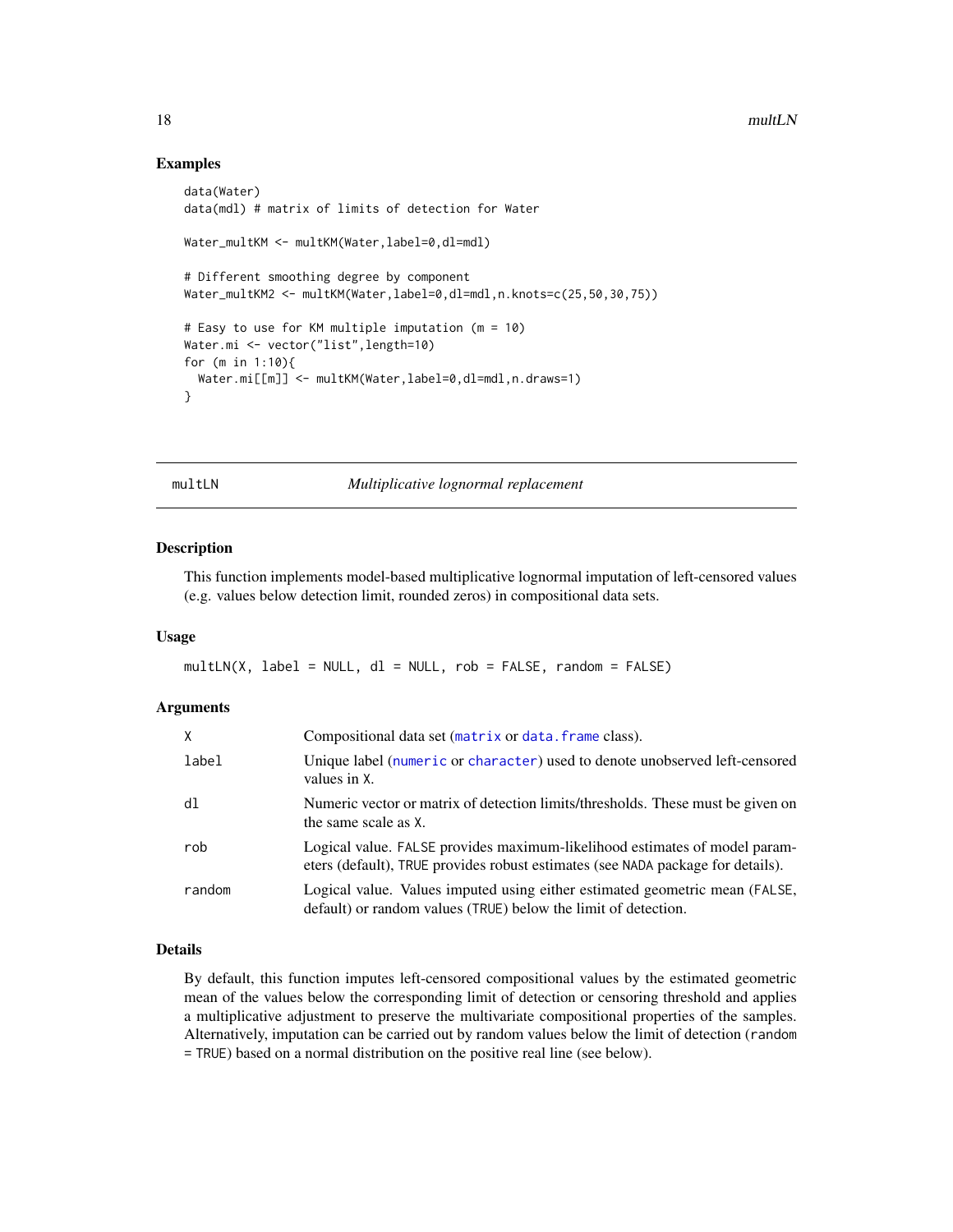## Examples

```
data(Water)
data(mdl) # matrix of limits of detection for Water

Water_multKM <- multKM(Water,label=0,dl=mdl)

# Different smoothing degree by component
Water_multKM2 <- multKM(Water,label=0,dl=mdl,n.knots=c(25,50,30,75))

# Easy to use for KM multiple imputation (m = 10)
Water.mi <- vector("list",length=10)
for (m in 1:10){
  Water.mi[[m]] <- multKM(Water,label=0,dl=mdl,n.draws=1)
}
```

---

# multLN — *Multiplicative lognormal replacement*

## Description

This function implements model-based multiplicative lognormal imputation of left-censored values (e.g. values below detection limit, rounded zeros) in compositional data sets.

## Usage

```
multLN(X, label = NULL, dl = NULL, rob = FALSE, random = FALSE)
```

## Arguments

| | |
|---|---|
| `X` | Compositional data set (`matrix` or `data.frame` class). |
| `label` | Unique label (`numeric` or `character`) used to denote unobserved left-censored values in `X`. |
| `dl` | Numeric vector or matrix of detection limits/thresholds. These must be given on the same scale as `X`. |
| `rob` | Logical value. `FALSE` provides maximum-likelihood estimates of model parameters (default), `TRUE` provides robust estimates (see `NADA` package for details). |
| `random` | Logical value. Values imputed using either estimated geometric mean (`FALSE`, default) or random values (`TRUE`) below the limit of detection. |

## Details

By default, this function imputes left-censored compositional values by the estimated geometric mean of the values below the corresponding limit of detection or censoring threshold and applies a multiplicative adjustment to preserve the multivariate compositional properties of the samples. Alternatively, imputation can be carried out by random values below the limit of detection (`random = TRUE`) based on a normal distribution on the positive real line (see below).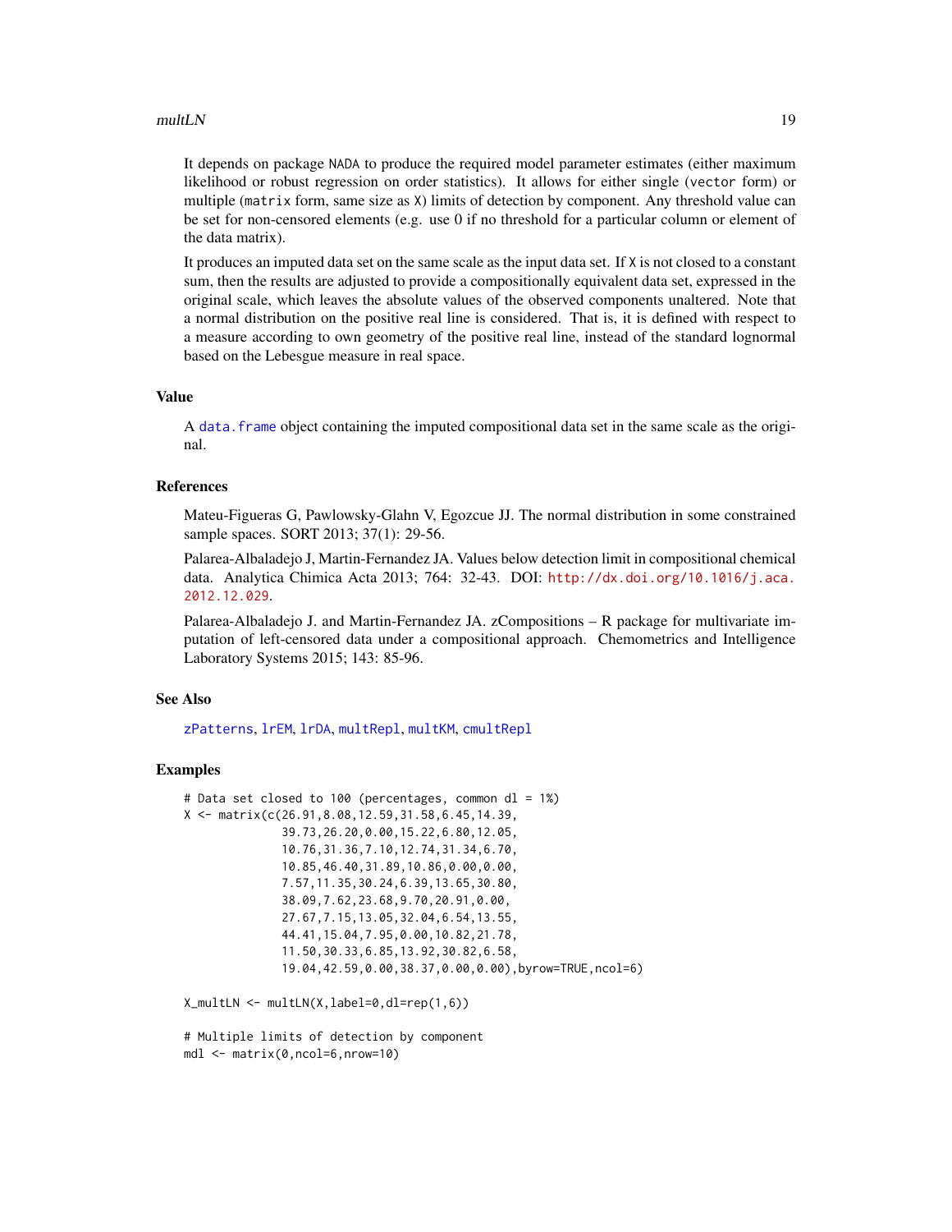It depends on package NADA to produce the required model parameter estimates (either maximum likelihood or robust regression on order statistics). It allows for either single (vector form) or multiple (matrix form, same size as X) limits of detection by component. Any threshold value can be set for non-censored elements (e.g. use 0 if no threshold for a particular column or element of the data matrix).

It produces an imputed data set on the same scale as the input data set. If X is not closed to a constant sum, then the results are adjusted to provide a compositionally equivalent data set, expressed in the original scale, which leaves the absolute values of the observed components unaltered. Note that a normal distribution on the positive real line is considered. That is, it is defined with respect to a measure according to own geometry of the positive real line, instead of the standard lognormal based on the Lebesgue measure in real space.

### Value

A data.frame object containing the imputed compositional data set in the same scale as the original.

### References

Mateu-Figueras G, Pawlowsky-Glahn V, Egozcue JJ. The normal distribution in some constrained sample spaces. SORT 2013; 37(1): 29-56.

Palarea-Albaladejo J, Martin-Fernandez JA. Values below detection limit in compositional chemical data. Analytica Chimica Acta 2013; 764: 32-43. DOI: http://dx.doi.org/10.1016/j.aca.2012.12.029.

Palarea-Albaladejo J. and Martin-Fernandez JA. zCompositions – R package for multivariate imputation of left-censored data under a compositional approach. Chemometrics and Intelligence Laboratory Systems 2015; 143: 85-96.

### See Also

zPatterns, lrEM, lrDA, multRepl, multKM, cmultRepl

### Examples

```
# Data set closed to 100 (percentages, common dl = 1%)
X <- matrix(c(26.91,8.08,12.59,31.58,6.45,14.39,
              39.73,26.20,0.00,15.22,6.80,12.05,
              10.76,31.36,7.10,12.74,31.34,6.70,
              10.85,46.40,31.89,10.86,0.00,0.00,
              7.57,11.35,30.24,6.39,13.65,30.80,
              38.09,7.62,23.68,9.70,20.91,0.00,
              27.67,7.15,13.05,32.04,6.54,13.55,
              44.41,15.04,7.95,0.00,10.82,21.78,
              11.50,30.33,6.85,13.92,30.82,6.58,
              19.04,42.59,0.00,38.37,0.00,0.00),byrow=TRUE,ncol=6)

X_multLN <- multLN(X,label=0,dl=rep(1,6))

# Multiple limits of detection by component
mdl <- matrix(0,ncol=6,nrow=10)
```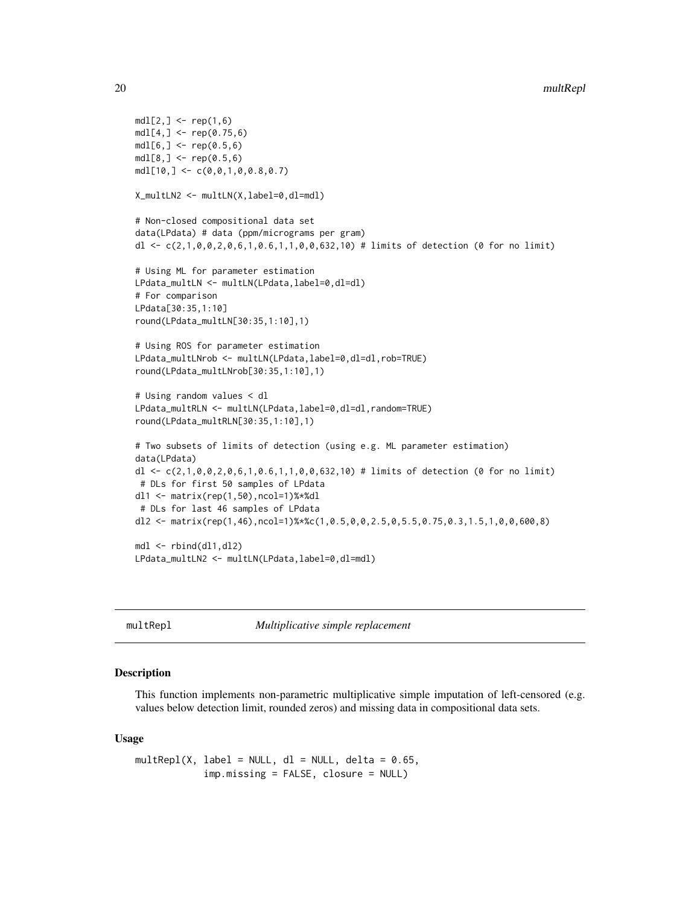```
mdl[2,] <- rep(1,6)
mdl[4,] <- rep(0.75,6)
mdl[6,] <- rep(0.5,6)
mdl[8,] <- rep(0.5,6)
mdl[10,] <- c(0,0,1,0,0.8,0.7)

X_multLN2 <- multLN(X,label=0,dl=mdl)

# Non-closed compositional data set
data(LPdata) # data (ppm/micrograms per gram)
dl <- c(2,1,0,0,2,0,6,1,0.6,1,1,0,0,632,10) # limits of detection (0 for no limit)

# Using ML for parameter estimation
LPdata_multLN <- multLN(LPdata,label=0,dl=dl)
# For comparison
LPdata[30:35,1:10]
round(LPdata_multLN[30:35,1:10],1)

# Using ROS for parameter estimation
LPdata_multLNrob <- multLN(LPdata,label=0,dl=dl,rob=TRUE)
round(LPdata_multLNrob[30:35,1:10],1)

# Using random values < dl
LPdata_multRLN <- multLN(LPdata,label=0,dl=dl,random=TRUE)
round(LPdata_multRLN[30:35,1:10],1)

# Two subsets of limits of detection (using e.g. ML parameter estimation)
data(LPdata)
dl <- c(2,1,0,0,2,0,6,1,0.6,1,1,0,0,632,10) # limits of detection (0 for no limit)
 # DLs for first 50 samples of LPdata
dl1 <- matrix(rep(1,50),ncol=1)%*%dl
 # DLs for last 46 samples of LPdata
dl2 <- matrix(rep(1,46),ncol=1)%*%c(1,0.5,0,0,2.5,0,5.5,0.75,0.3,1.5,1,0,0,600,8)

mdl <- rbind(dl1,dl2)
LPdata_multLN2 <- multLN(LPdata,label=0,dl=mdl)
```

## multRepl *Multiplicative simple replacement*

### Description

This function implements non-parametric multiplicative simple imputation of left-censored (e.g. values below detection limit, rounded zeros) and missing data in compositional data sets.

### Usage

```
multRepl(X, label = NULL, dl = NULL, delta = 0.65,
            imp.missing = FALSE, closure = NULL)
```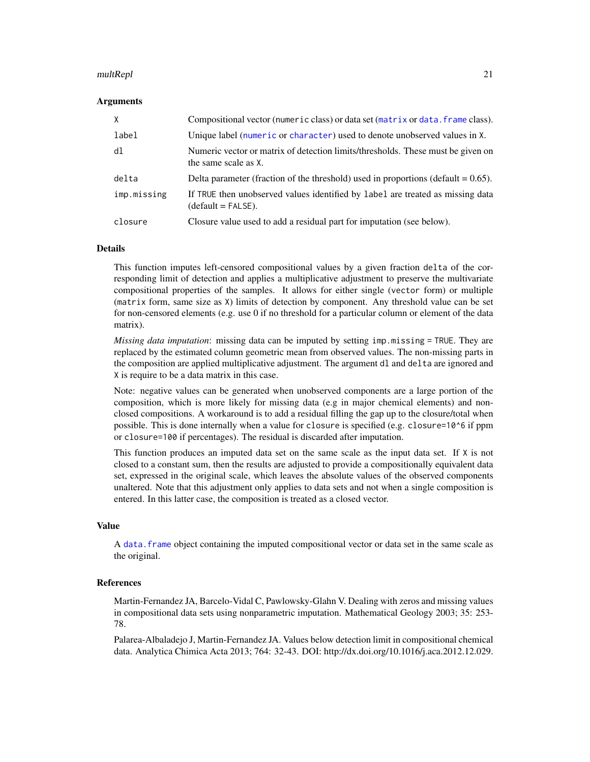### Arguments

| | |
|---|---|
| X | Compositional vector (numeric class) or data set (matrix or data.frame class). |
| label | Unique label (numeric or character) used to denote unobserved values in X. |
| dl | Numeric vector or matrix of detection limits/thresholds. These must be given on the same scale as X. |
| delta | Delta parameter (fraction of the threshold) used in proportions (default = 0.65). |
| imp.missing | If TRUE then unobserved values identified by label are treated as missing data (default = FALSE). |
| closure | Closure value used to add a residual part for imputation (see below). |

### Details

This function imputes left-censored compositional values by a given fraction delta of the corresponding limit of detection and applies a multiplicative adjustment to preserve the multivariate compositional properties of the samples. It allows for either single (vector form) or multiple (matrix form, same size as X) limits of detection by component. Any threshold value can be set for non-censored elements (e.g. use 0 if no threshold for a particular column or element of the data matrix).

*Missing data imputation*: missing data can be imputed by setting imp.missing = TRUE. They are replaced by the estimated column geometric mean from observed values. The non-missing parts in the composition are applied multiplicative adjustment. The argument dl and delta are ignored and X is require to be a data matrix in this case.

Note: negative values can be generated when unobserved components are a large portion of the composition, which is more likely for missing data (e.g in major chemical elements) and non-closed compositions. A workaround is to add a residual filling the gap up to the closure/total when possible. This is done internally when a value for closure is specified (e.g. closure=10^6 if ppm or closure=100 if percentages). The residual is discarded after imputation.

This function produces an imputed data set on the same scale as the input data set. If X is not closed to a constant sum, then the results are adjusted to provide a compositionally equivalent data set, expressed in the original scale, which leaves the absolute values of the observed components unaltered. Note that this adjustment only applies to data sets and not when a single composition is entered. In this latter case, the composition is treated as a closed vector.

### Value

A data.frame object containing the imputed compositional vector or data set in the same scale as the original.

### References

Martin-Fernandez JA, Barcelo-Vidal C, Pawlowsky-Glahn V. Dealing with zeros and missing values in compositional data sets using nonparametric imputation. Mathematical Geology 2003; 35: 253-78.

Palarea-Albaladejo J, Martin-Fernandez JA. Values below detection limit in compositional chemical data. Analytica Chimica Acta 2013; 764: 32-43. DOI: http://dx.doi.org/10.1016/j.aca.2012.12.029.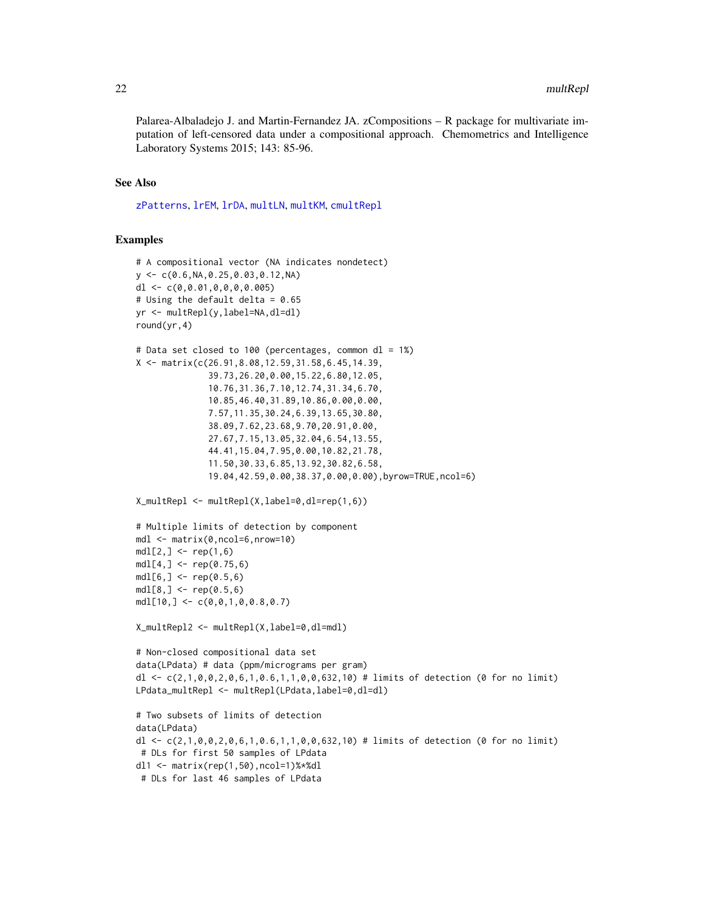Palarea-Albaladejo J. and Martin-Fernandez JA. zCompositions – R package for multivariate imputation of left-censored data under a compositional approach. Chemometrics and Intelligence Laboratory Systems 2015; 143: 85-96.

### See Also

zPatterns, lrEM, lrDA, multLN, multKM, cmultRepl

### Examples

```
# A compositional vector (NA indicates nondetect)
y <- c(0.6,NA,0.25,0.03,0.12,NA)
dl <- c(0,0.01,0,0,0,0.005)
# Using the default delta = 0.65
yr <- multRepl(y,label=NA,dl=dl)
round(yr,4)

# Data set closed to 100 (percentages, common dl = 1%)
X <- matrix(c(26.91,8.08,12.59,31.58,6.45,14.39,
              39.73,26.20,0.00,15.22,6.80,12.05,
              10.76,31.36,7.10,12.74,31.34,6.70,
              10.85,46.40,31.89,10.86,0.00,0.00,
              7.57,11.35,30.24,6.39,13.65,30.80,
              38.09,7.62,23.68,9.70,20.91,0.00,
              27.67,7.15,13.05,32.04,6.54,13.55,
              44.41,15.04,7.95,0.00,10.82,21.78,
              11.50,30.33,6.85,13.92,30.82,6.58,
              19.04,42.59,0.00,38.37,0.00,0.00),byrow=TRUE,ncol=6)

X_multRepl <- multRepl(X,label=0,dl=rep(1,6))

# Multiple limits of detection by component
mdl <- matrix(0,ncol=6,nrow=10)
mdl[2,] <- rep(1,6)
mdl[4,] <- rep(0.75,6)
mdl[6,] <- rep(0.5,6)
mdl[8,] <- rep(0.5,6)
mdl[10,] <- c(0,0,1,0,0.8,0.7)

X_multRepl2 <- multRepl(X,label=0,dl=mdl)

# Non-closed compositional data set
data(LPdata) # data (ppm/micrograms per gram)
dl <- c(2,1,0,0,2,0,6,1,0.6,1,1,0,0,632,10) # limits of detection (0 for no limit)
LPdata_multRepl <- multRepl(LPdata,label=0,dl=dl)

# Two subsets of limits of detection
data(LPdata)
dl <- c(2,1,0,0,2,0,6,1,0.6,1,1,0,0,632,10) # limits of detection (0 for no limit)
 # DLs for first 50 samples of LPdata
dl1 <- matrix(rep(1,50),ncol=1)%*%dl
 # DLs for last 46 samples of LPdata
```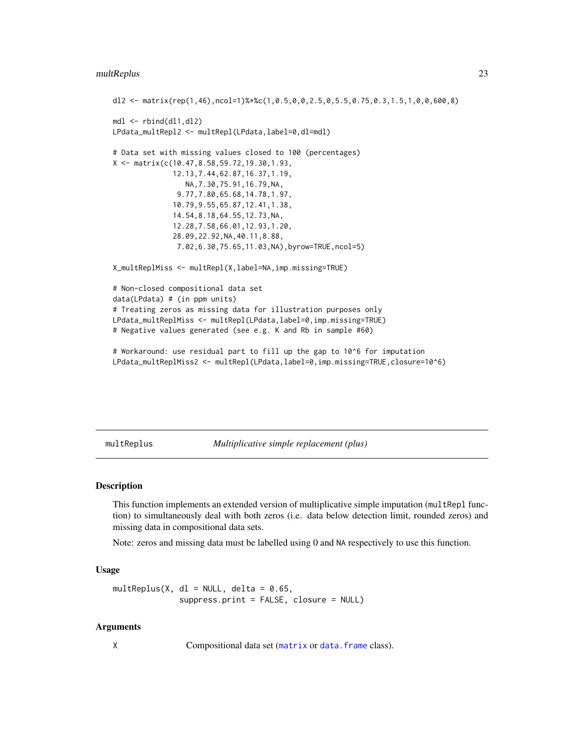```
dl2 <- matrix(rep(1,46),ncol=1)%*%c(1,0.5,0,0,2.5,0,5.5,0.75,0.3,1.5,1,0,0,600,8)

mdl <- rbind(dl1,dl2)
LPdata_multRepl2 <- multRepl(LPdata,label=0,dl=mdl)

# Data set with missing values closed to 100 (percentages)
X <- matrix(c(10.47,8.58,59.72,19.30,1.93,
              12.13,7.44,62.87,16.37,1.19,
                 NA,7.30,75.91,16.79,NA,
               9.77,7.80,65.68,14.78,1.97,
              10.79,9.55,65.87,12.41,1.38,
              14.54,8.18,64.55,12.73,NA,
              12.28,7.58,66.01,12.93,1.20,
              28.09,22.92,NA,40.11,8.88,
               7.02,6.30,75.65,11.03,NA),byrow=TRUE,ncol=5)

X_multReplMiss <- multRepl(X,label=NA,imp.missing=TRUE)

# Non-closed compositional data set
data(LPdata) # (in ppm units)
# Treating zeros as missing data for illustration purposes only
LPdata_multReplMiss <- multRepl(LPdata,label=0,imp.missing=TRUE)
# Negative values generated (see e.g. K and Rb in sample #60)

# Workaround: use residual part to fill up the gap to 10^6 for imputation
LPdata_multReplMiss2 <- multRepl(LPdata,label=0,imp.missing=TRUE,closure=10^6)
```

## multReplus — *Multiplicative simple replacement (plus)*

### Description

This function implements an extended version of multiplicative simple imputation (`multRepl` function) to simultaneously deal with both zeros (i.e. data below detection limit, rounded zeros) and missing data in compositional data sets.

Note: zeros and missing data must be labelled using 0 and `NA` respectively to use this function.

### Usage

```
multReplus(X, dl = NULL, delta = 0.65,
              suppress.print = FALSE, closure = NULL)
```

### Arguments

X — Compositional data set (`matrix` or `data.frame` class).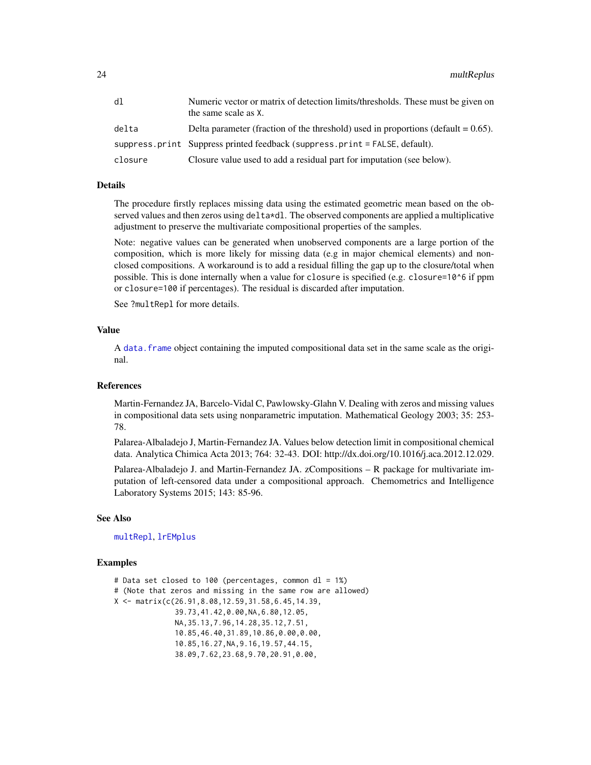| | |
|---|---|
| dl | Numeric vector or matrix of detection limits/thresholds. These must be given on the same scale as X. |
| delta | Delta parameter (fraction of the threshold) used in proportions (default = 0.65). |
| suppress.print | Suppress printed feedback (suppress.print = FALSE, default). |
| closure | Closure value used to add a residual part for imputation (see below). |

## Details

The procedure firstly replaces missing data using the estimated geometric mean based on the observed values and then zeros using delta*dl. The observed components are applied a multiplicative adjustment to preserve the multivariate compositional properties of the samples.

Note: negative values can be generated when unobserved components are a large portion of the composition, which is more likely for missing data (e.g in major chemical elements) and non-closed compositions. A workaround is to add a residual filling the gap up to the closure/total when possible. This is done internally when a value for closure is specified (e.g. closure=10^6 if ppm or closure=100 if percentages). The residual is discarded after imputation.

See ?multRepl for more details.

## Value

A data.frame object containing the imputed compositional data set in the same scale as the original.

## References

Martin-Fernandez JA, Barcelo-Vidal C, Pawlowsky-Glahn V. Dealing with zeros and missing values in compositional data sets using nonparametric imputation. Mathematical Geology 2003; 35: 253-78.

Palarea-Albaladejo J, Martin-Fernandez JA. Values below detection limit in compositional chemical data. Analytica Chimica Acta 2013; 764: 32-43. DOI: http://dx.doi.org/10.1016/j.aca.2012.12.029.

Palarea-Albaladejo J. and Martin-Fernandez JA. zCompositions – R package for multivariate imputation of left-censored data under a compositional approach. Chemometrics and Intelligence Laboratory Systems 2015; 143: 85-96.

## See Also

multRepl, lrEMplus

## Examples

```
# Data set closed to 100 (percentages, common dl = 1%)
# (Note that zeros and missing in the same row are allowed)
X <- matrix(c(26.91,8.08,12.59,31.58,6.45,14.39,
              39.73,41.42,0.00,NA,6.80,12.05,
              NA,35.13,7.96,14.28,35.12,7.51,
              10.85,46.40,31.89,10.86,0.00,0.00,
              10.85,16.27,NA,9.16,19.57,44.15,
              38.09,7.62,23.68,9.70,20.91,0.00,
```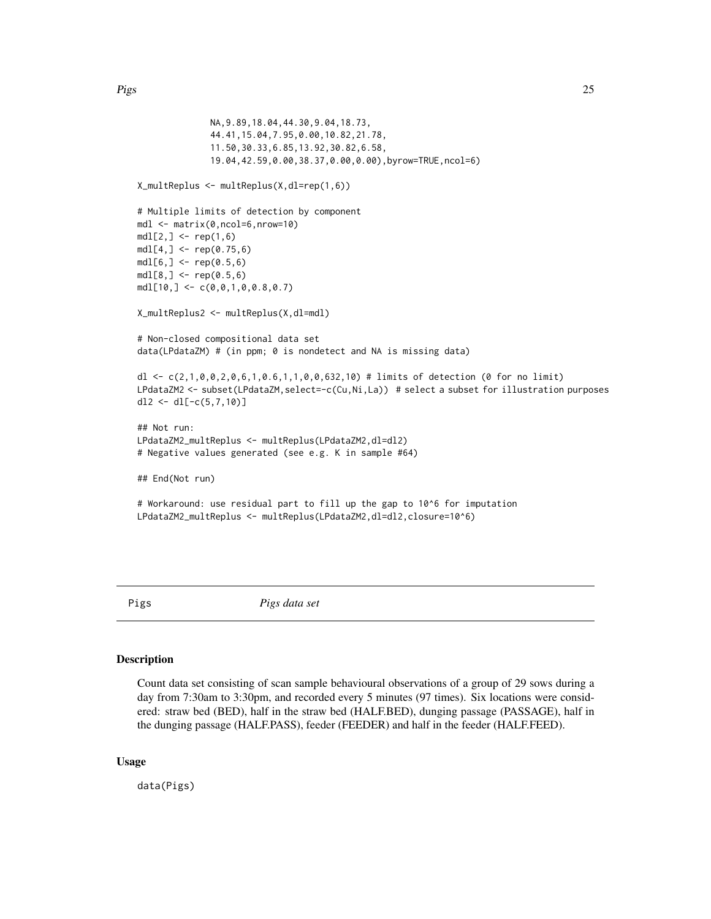```
              NA,9.89,18.04,44.30,9.04,18.73,
              44.41,15.04,7.95,0.00,10.82,21.78,
              11.50,30.33,6.85,13.92,30.82,6.58,
              19.04,42.59,0.00,38.37,0.00,0.00),byrow=TRUE,ncol=6)

X_multReplus <- multReplus(X,dl=rep(1,6))

# Multiple limits of detection by component
mdl <- matrix(0,ncol=6,nrow=10)
mdl[2,] <- rep(1,6)
mdl[4,] <- rep(0.75,6)
mdl[6,] <- rep(0.5,6)
mdl[8,] <- rep(0.5,6)
mdl[10,] <- c(0,0,1,0,0.8,0.7)

X_multReplus2 <- multReplus(X,dl=mdl)

# Non-closed compositional data set
data(LPdataZM) # (in ppm; 0 is nondetect and NA is missing data)

dl <- c(2,1,0,0,2,0,6,1,0.6,1,1,0,0,632,10) # limits of detection (0 for no limit)
LPdataZM2 <- subset(LPdataZM,select=-c(Cu,Ni,La)) # select a subset for illustration purposes
dl2 <- dl[-c(5,7,10)]

## Not run:
LPdataZM2_multReplus <- multReplus(LPdataZM2,dl=dl2)
# Negative values generated (see e.g. K in sample #64)

## End(Not run)

# Workaround: use residual part to fill up the gap to 10^6 for imputation
LPdataZM2_multReplus <- multReplus(LPdataZM2,dl=dl2,closure=10^6)
```

---

## Pigs — *Pigs data set*

---

### Description

Count data set consisting of scan sample behavioural observations of a group of 29 sows during a day from 7:30am to 3:30pm, and recorded every 5 minutes (97 times). Six locations were considered: straw bed (BED), half in the straw bed (HALF.BED), dunging passage (PASSAGE), half in the dunging passage (HALF.PASS), feeder (FEEDER) and half in the feeder (HALF.FEED).

### Usage

```
data(Pigs)
```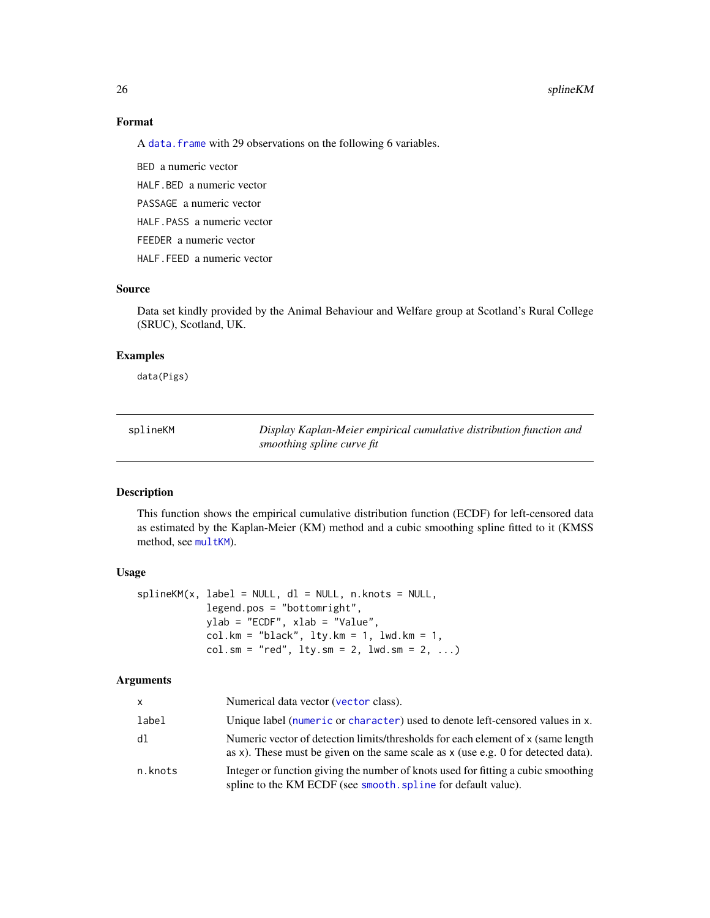### Format

A `data.frame` with 29 observations on the following 6 variables.

`BED` a numeric vector

`HALF.BED` a numeric vector

`PASSAGE` a numeric vector

`HALF.PASS` a numeric vector

`FEEDER` a numeric vector

`HALF.FEED` a numeric vector

### Source

Data set kindly provided by the Animal Behaviour and Welfare group at Scotland's Rural College (SRUC), Scotland, UK.

### Examples

```
data(Pigs)
```

---

## splineKM — *Display Kaplan-Meier empirical cumulative distribution function and smoothing spline curve fit*

---

### Description

This function shows the empirical cumulative distribution function (ECDF) for left-censored data as estimated by the Kaplan-Meier (KM) method and a cubic smoothing spline fitted to it (KMSS method, see `multKM`).

### Usage

```
splineKM(x, label = NULL, dl = NULL, n.knots = NULL,
            legend.pos = "bottomright",
            ylab = "ECDF", xlab = "Value",
            col.km = "black", lty.km = 1, lwd.km = 1,
            col.sm = "red", lty.sm = 2, lwd.sm = 2, ...)
```

### Arguments

| | |
|---|---|
| `x` | Numerical data vector (`vector` class). |
| `label` | Unique label (`numeric` or `character`) used to denote left-censored values in `x`. |
| `dl` | Numeric vector of detection limits/thresholds for each element of `x` (same length as `x`). These must be given on the same scale as `x` (use e.g. 0 for detected data). |
| `n.knots` | Integer or function giving the number of knots used for fitting a cubic smoothing spline to the KM ECDF (see `smooth.spline` for default value). |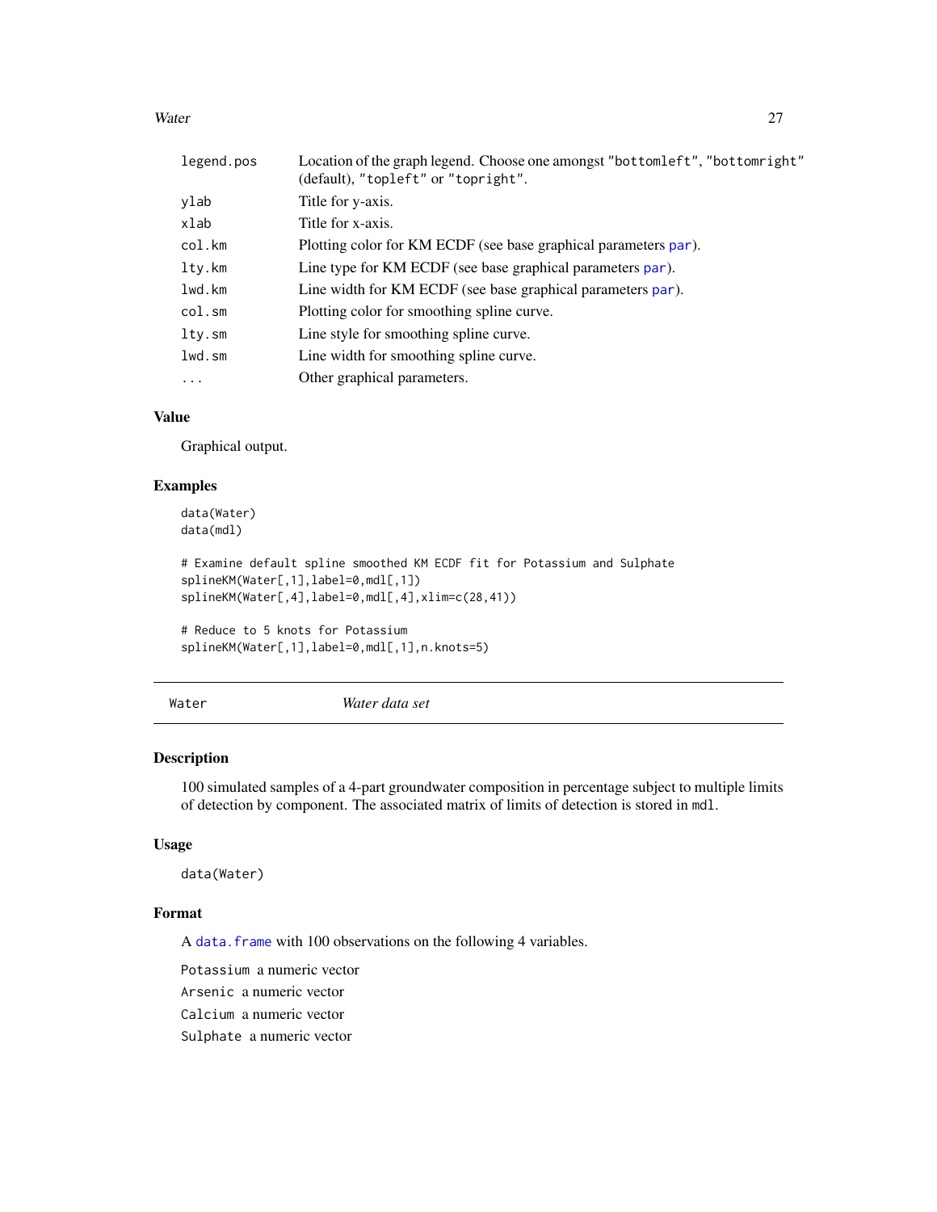| | |
|---|---|
| legend.pos | Location of the graph legend. Choose one amongst "bottomleft", "bottomright" (default), "topleft" or "topright". |
| ylab | Title for y-axis. |
| xlab | Title for x-axis. |
| col.km | Plotting color for KM ECDF (see base graphical parameters par). |
| lty.km | Line type for KM ECDF (see base graphical parameters par). |
| lwd.km | Line width for KM ECDF (see base graphical parameters par). |
| col.sm | Plotting color for smoothing spline curve. |
| lty.sm | Line style for smoothing spline curve. |
| lwd.sm | Line width for smoothing spline curve. |
| ... | Other graphical parameters. |

### Value

Graphical output.

### Examples

```
data(Water)
data(mdl)

# Examine default spline smoothed KM ECDF fit for Potassium and Sulphate
splineKM(Water[,1],label=0,mdl[,1])
splineKM(Water[,4],label=0,mdl[,4],xlim=c(28,41))

# Reduce to 5 knots for Potassium
splineKM(Water[,1],label=0,mdl[,1],n.knots=5)
```

---

## Water &nbsp;&nbsp;&nbsp;&nbsp; *Water data set*

### Description

100 simulated samples of a 4-part groundwater composition in percentage subject to multiple limits of detection by component. The associated matrix of limits of detection is stored in mdl.

### Usage

```
data(Water)
```

### Format

A data.frame with 100 observations on the following 4 variables.

- Potassium a numeric vector
- Arsenic a numeric vector
- Calcium a numeric vector
- Sulphate a numeric vector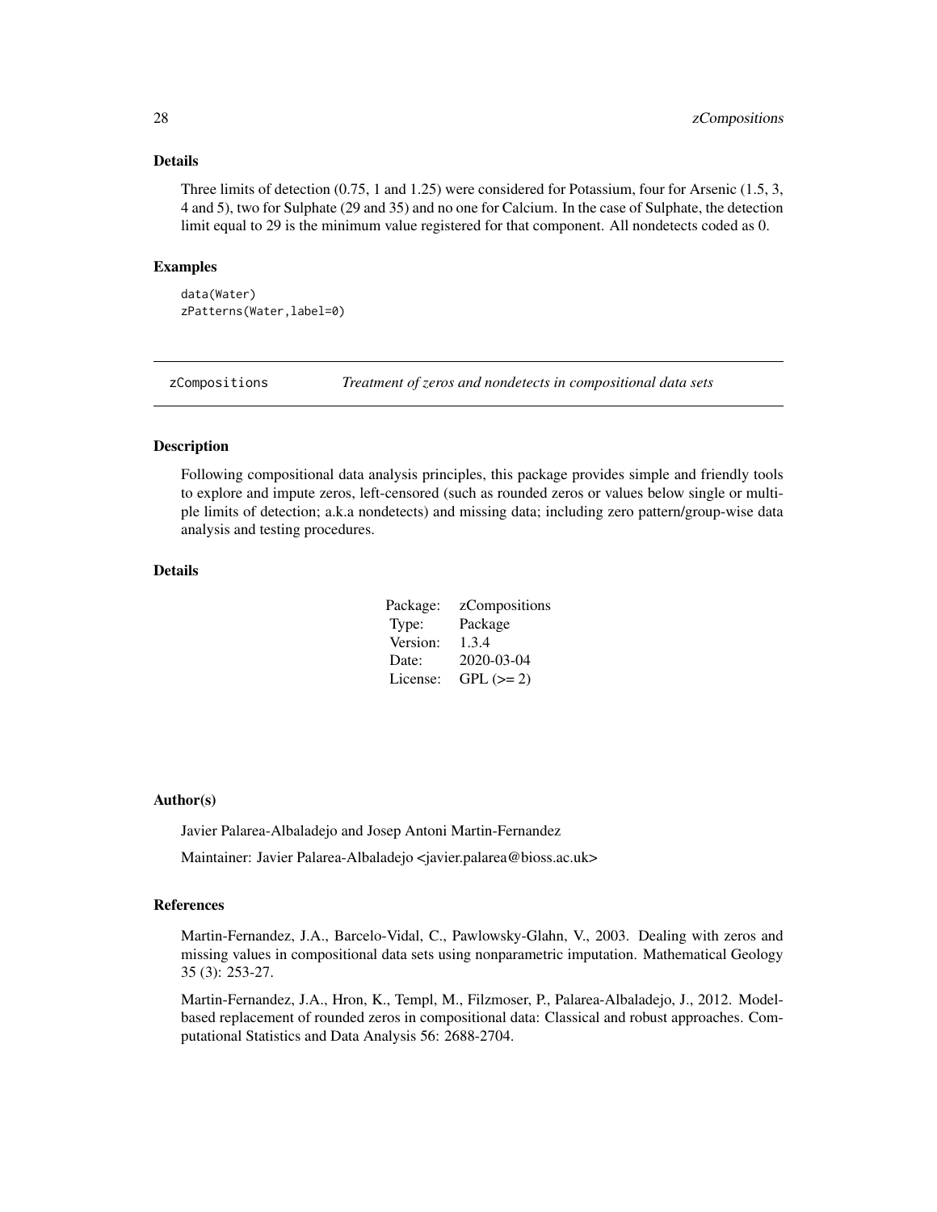### Details

Three limits of detection (0.75, 1 and 1.25) were considered for Potassium, four for Arsenic (1.5, 3, 4 and 5), two for Sulphate (29 and 35) and no one for Calcium. In the case of Sulphate, the detection limit equal to 29 is the minimum value registered for that component. All nondetects coded as 0.

### Examples

```
data(Water)
zPatterns(Water,label=0)
```

---

## zCompositions — *Treatment of zeros and nondetects in compositional data sets*

---

### Description

Following compositional data analysis principles, this package provides simple and friendly tools to explore and impute zeros, left-censored (such as rounded zeros or values below single or multiple limits of detection; a.k.a nondetects) and missing data; including zero pattern/group-wise data analysis and testing procedures.

### Details

| | |
|---|---|
| Package: | zCompositions |
| Type: | Package |
| Version: | 1.3.4 |
| Date: | 2020-03-04 |
| License: | GPL (>= 2) |

### Author(s)

Javier Palarea-Albaladejo and Josep Antoni Martin-Fernandez

Maintainer: Javier Palarea-Albaladejo <javier.palarea@bioss.ac.uk>

### References

Martin-Fernandez, J.A., Barcelo-Vidal, C., Pawlowsky-Glahn, V., 2003. Dealing with zeros and missing values in compositional data sets using nonparametric imputation. Mathematical Geology 35 (3): 253-27.

Martin-Fernandez, J.A., Hron, K., Templ, M., Filzmoser, P., Palarea-Albaladejo, J., 2012. Model-based replacement of rounded zeros in compositional data: Classical and robust approaches. Computational Statistics and Data Analysis 56: 2688-2704.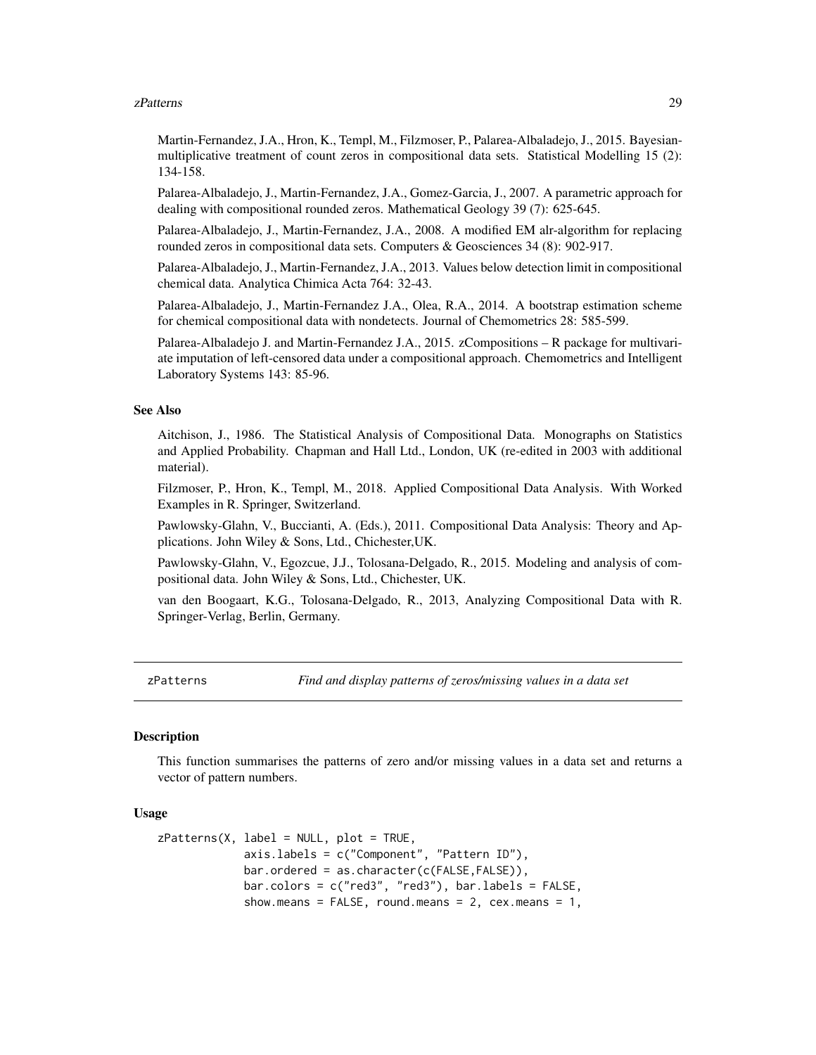Martin-Fernandez, J.A., Hron, K., Templ, M., Filzmoser, P., Palarea-Albaladejo, J., 2015. Bayesian-multiplicative treatment of count zeros in compositional data sets. Statistical Modelling 15 (2): 134-158.

Palarea-Albaladejo, J., Martin-Fernandez, J.A., Gomez-Garcia, J., 2007. A parametric approach for dealing with compositional rounded zeros. Mathematical Geology 39 (7): 625-645.

Palarea-Albaladejo, J., Martin-Fernandez, J.A., 2008. A modified EM alr-algorithm for replacing rounded zeros in compositional data sets. Computers & Geosciences 34 (8): 902-917.

Palarea-Albaladejo, J., Martin-Fernandez, J.A., 2013. Values below detection limit in compositional chemical data. Analytica Chimica Acta 764: 32-43.

Palarea-Albaladejo, J., Martin-Fernandez J.A., Olea, R.A., 2014. A bootstrap estimation scheme for chemical compositional data with nondetects. Journal of Chemometrics 28: 585-599.

Palarea-Albaladejo J. and Martin-Fernandez J.A., 2015. zCompositions – R package for multivariate imputation of left-censored data under a compositional approach. Chemometrics and Intelligent Laboratory Systems 143: 85-96.

### See Also

Aitchison, J., 1986. The Statistical Analysis of Compositional Data. Monographs on Statistics and Applied Probability. Chapman and Hall Ltd., London, UK (re-edited in 2003 with additional material).

Filzmoser, P., Hron, K., Templ, M., 2018. Applied Compositional Data Analysis. With Worked Examples in R. Springer, Switzerland.

Pawlowsky-Glahn, V., Buccianti, A. (Eds.), 2011. Compositional Data Analysis: Theory and Applications. John Wiley & Sons, Ltd., Chichester,UK.

Pawlowsky-Glahn, V., Egozcue, J.J., Tolosana-Delgado, R., 2015. Modeling and analysis of compositional data. John Wiley & Sons, Ltd., Chichester, UK.

van den Boogaart, K.G., Tolosana-Delgado, R., 2013, Analyzing Compositional Data with R. Springer-Verlag, Berlin, Germany.

---

## zPatterns — *Find and display patterns of zeros/missing values in a data set*

### Description

This function summarises the patterns of zero and/or missing values in a data set and returns a vector of pattern numbers.

### Usage

```
zPatterns(X, label = NULL, plot = TRUE,
             axis.labels = c("Component", "Pattern ID"),
             bar.ordered = as.character(c(FALSE,FALSE)),
             bar.colors = c("red3", "red3"), bar.labels = FALSE,
             show.means = FALSE, round.means = 2, cex.means = 1,
```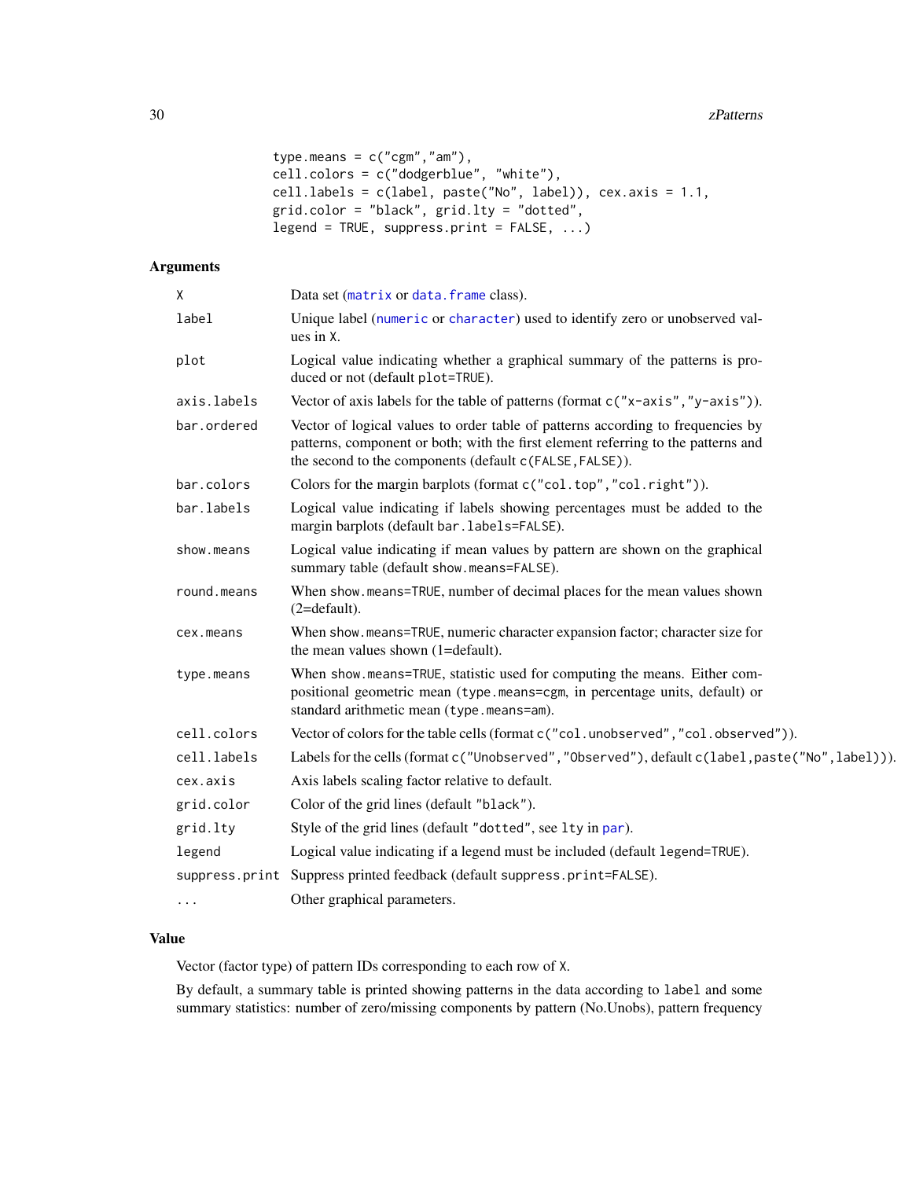```
type.means = c("cgm","am"),
cell.colors = c("dodgerblue", "white"),
cell.labels = c(label, paste("No", label)), cex.axis = 1.1,
grid.color = "black", grid.lty = "dotted",
legend = TRUE, suppress.print = FALSE, ...)
```

## Arguments

| | |
|---|---|
| `X` | Data set (`matrix` or `data.frame` class). |
| `label` | Unique label (`numeric` or `character`) used to identify zero or unobserved values in `X`. |
| `plot` | Logical value indicating whether a graphical summary of the patterns is produced or not (default `plot=TRUE`). |
| `axis.labels` | Vector of axis labels for the table of patterns (format `c("x-axis","y-axis")`). |
| `bar.ordered` | Vector of logical values to order table of patterns according to frequencies by patterns, component or both; with the first element referring to the patterns and the second to the components (default `c(FALSE,FALSE)`). |
| `bar.colors` | Colors for the margin barplots (format `c("col.top","col.right")`). |
| `bar.labels` | Logical value indicating if labels showing percentages must be added to the margin barplots (default `bar.labels=FALSE`). |
| `show.means` | Logical value indicating if mean values by pattern are shown on the graphical summary table (default `show.means=FALSE`). |
| `round.means` | When `show.means=TRUE`, number of decimal places for the mean values shown (2=default). |
| `cex.means` | When `show.means=TRUE`, numeric character expansion factor; character size for the mean values shown (1=default). |
| `type.means` | When `show.means=TRUE`, statistic used for computing the means. Either compositional geometric mean (`type.means=cgm`, in percentage units, default) or standard arithmetic mean (`type.means=am`). |
| `cell.colors` | Vector of colors for the table cells (format `c("col.unobserved","col.observed")`). |
| `cell.labels` | Labels for the cells (format `c("Unobserved","Observed")`, default `c(label,paste("No",label))`). |
| `cex.axis` | Axis labels scaling factor relative to default. |
| `grid.color` | Color of the grid lines (default `"black"`). |
| `grid.lty` | Style of the grid lines (default `"dotted"`, see `lty` in `par`). |
| `legend` | Logical value indicating if a legend must be included (default `legend=TRUE`). |
| `suppress.print` | Suppress printed feedback (default `suppress.print=FALSE`). |
| `...` | Other graphical parameters. |

## Value

Vector (factor type) of pattern IDs corresponding to each row of `X`.

By default, a summary table is printed showing patterns in the data according to `label` and some summary statistics: number of zero/missing components by pattern (No.Unobs), pattern frequency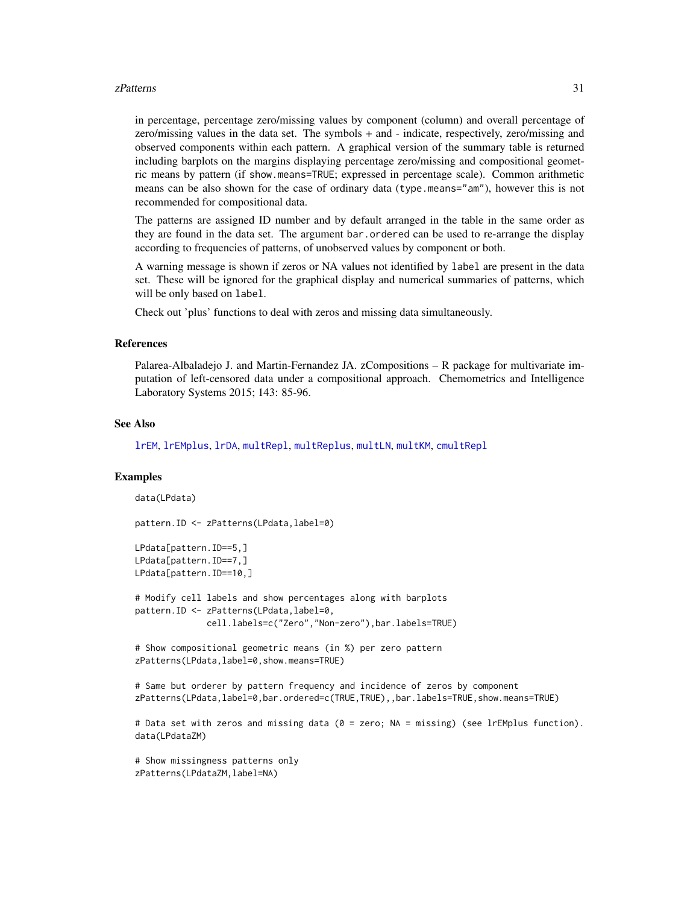in percentage, percentage zero/missing values by component (column) and overall percentage of zero/missing values in the data set. The symbols + and - indicate, respectively, zero/missing and observed components within each pattern. A graphical version of the summary table is returned including barplots on the margins displaying percentage zero/missing and compositional geometric means by pattern (if show.means=TRUE; expressed in percentage scale). Common arithmetic means can be also shown for the case of ordinary data (type.means="am"), however this is not recommended for compositional data.

The patterns are assigned ID number and by default arranged in the table in the same order as they are found in the data set. The argument bar.ordered can be used to re-arrange the display according to frequencies of patterns, of unobserved values by component or both.

A warning message is shown if zeros or NA values not identified by label are present in the data set. These will be ignored for the graphical display and numerical summaries of patterns, which will be only based on label.

Check out 'plus' functions to deal with zeros and missing data simultaneously.

### References

Palarea-Albaladejo J. and Martin-Fernandez JA. zCompositions – R package for multivariate imputation of left-censored data under a compositional approach. Chemometrics and Intelligence Laboratory Systems 2015; 143: 85-96.

### See Also

lrEM, lrEMplus, lrDA, multRepl, multReplus, multLN, multKM, cmultRepl

### Examples

```
data(LPdata)

pattern.ID <- zPatterns(LPdata,label=0)

LPdata[pattern.ID==5,]
LPdata[pattern.ID==7,]
LPdata[pattern.ID==10,]

# Modify cell labels and show percentages along with barplots
pattern.ID <- zPatterns(LPdata,label=0,
              cell.labels=c("Zero","Non-zero"),bar.labels=TRUE)

# Show compositional geometric means (in %) per zero pattern
zPatterns(LPdata,label=0,show.means=TRUE)

# Same but orderer by pattern frequency and incidence of zeros by component
zPatterns(LPdata,label=0,bar.ordered=c(TRUE,TRUE),,bar.labels=TRUE,show.means=TRUE)

# Data set with zeros and missing data (0 = zero; NA = missing) (see lrEMplus function).
data(LPdataZM)

# Show missingness patterns only
zPatterns(LPdataZM,label=NA)
```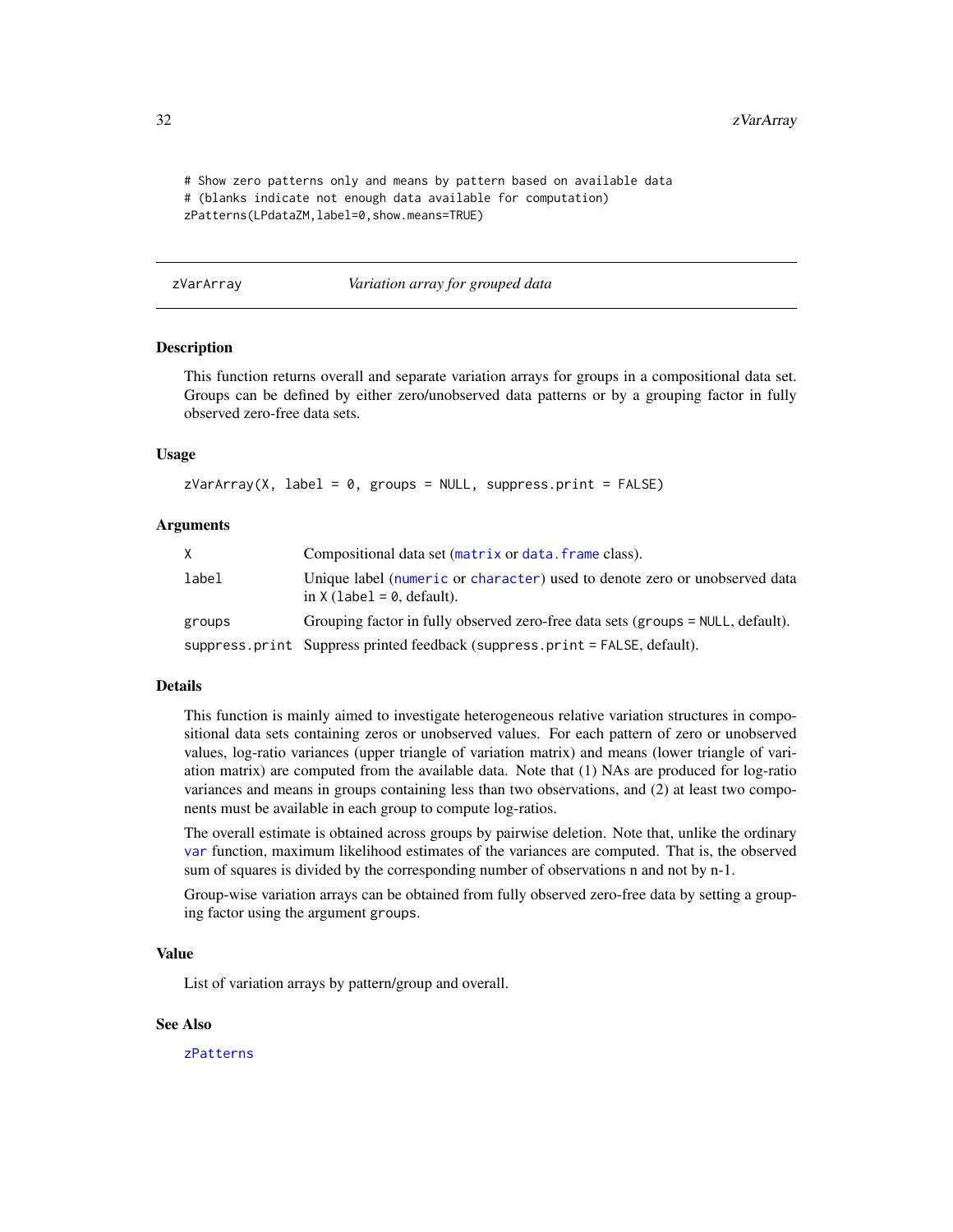```
# Show zero patterns only and means by pattern based on available data
# (blanks indicate not enough data available for computation)
zPatterns(LPdataZM,label=0,show.means=TRUE)
```

---

## zVarArray *Variation array for grouped data*

---

### Description

This function returns overall and separate variation arrays for groups in a compositional data set. Groups can be defined by either zero/unobserved data patterns or by a grouping factor in fully observed zero-free data sets.

### Usage

```
zVarArray(X, label = 0, groups = NULL, suppress.print = FALSE)
```

### Arguments

| | |
|---|---|
| `X` | Compositional data set (`matrix` or `data.frame` class). |
| `label` | Unique label (`numeric` or `character`) used to denote zero or unobserved data in `X` (`label = 0`, default). |
| `groups` | Grouping factor in fully observed zero-free data sets (`groups = NULL`, default). |
| `suppress.print` | Suppress printed feedback (`suppress.print = FALSE`, default). |

### Details

This function is mainly aimed to investigate heterogeneous relative variation structures in compositional data sets containing zeros or unobserved values. For each pattern of zero or unobserved values, log-ratio variances (upper triangle of variation matrix) and means (lower triangle of variation matrix) are computed from the available data. Note that (1) NAs are produced for log-ratio variances and means in groups containing less than two observations, and (2) at least two components must be available in each group to compute log-ratios.

The overall estimate is obtained across groups by pairwise deletion. Note that, unlike the ordinary `var` function, maximum likelihood estimates of the variances are computed. That is, the observed sum of squares is divided by the corresponding number of observations n and not by n-1.

Group-wise variation arrays can be obtained from fully observed zero-free data by setting a grouping factor using the argument `groups`.

### Value

List of variation arrays by pattern/group and overall.

### See Also

`zPatterns`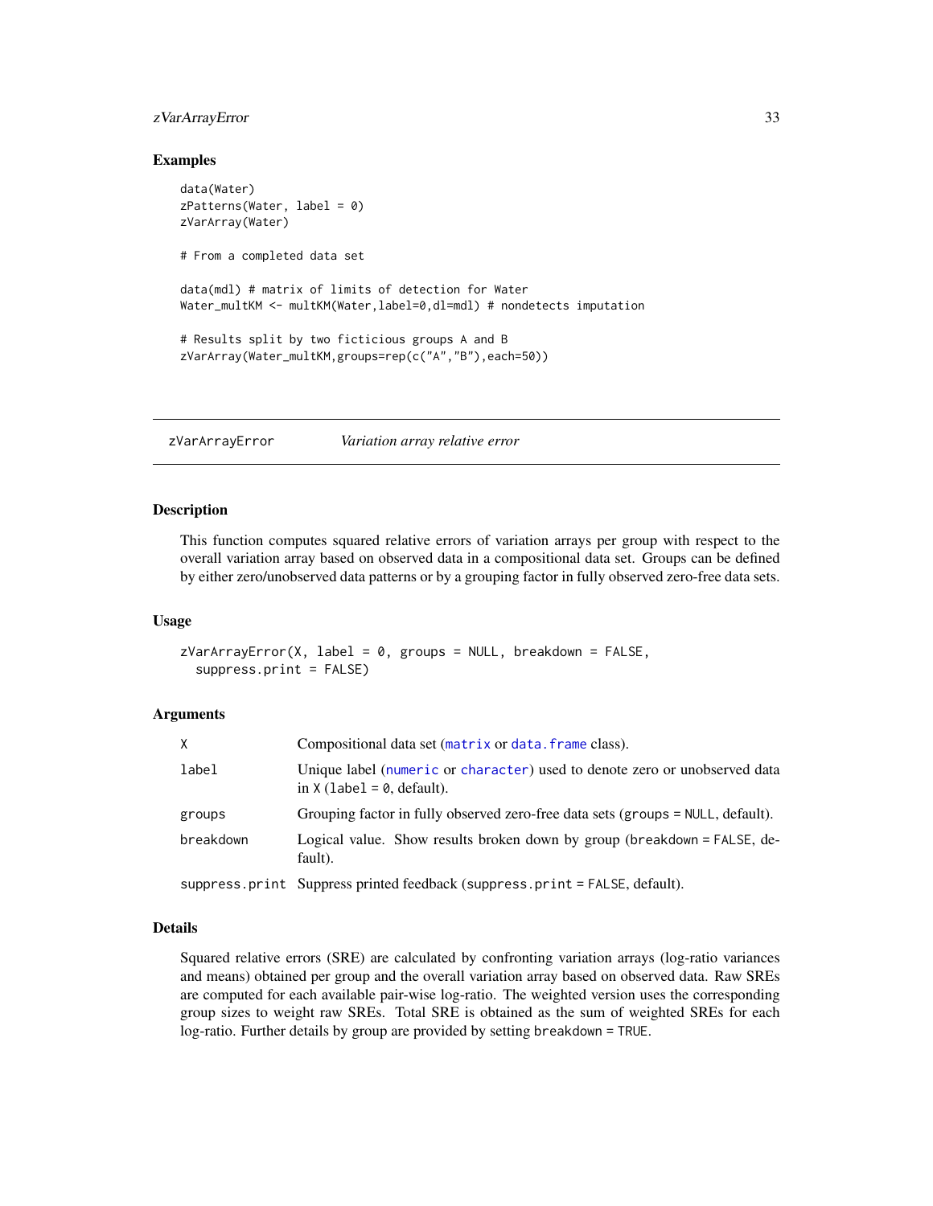### Examples

```
data(Water)
zPatterns(Water, label = 0)
zVarArray(Water)

# From a completed data set

data(mdl) # matrix of limits of detection for Water
Water_multKM <- multKM(Water,label=0,dl=mdl) # nondetects imputation

# Results split by two ficticious groups A and B
zVarArray(Water_multKM,groups=rep(c("A","B"),each=50))
```

---

## zVarArrayError &nbsp;&nbsp;&nbsp;&nbsp; *Variation array relative error*

---

### Description

This function computes squared relative errors of variation arrays per group with respect to the overall variation array based on observed data in a compositional data set. Groups can be defined by either zero/unobserved data patterns or by a grouping factor in fully observed zero-free data sets.

### Usage

```
zVarArrayError(X, label = 0, groups = NULL, breakdown = FALSE,
  suppress.print = FALSE)
```

### Arguments

| | |
|---|---|
| `X` | Compositional data set (`matrix` or `data.frame` class). |
| `label` | Unique label (`numeric` or `character`) used to denote zero or unobserved data in `X` (`label = 0`, default). |
| `groups` | Grouping factor in fully observed zero-free data sets (`groups = NULL`, default). |
| `breakdown` | Logical value. Show results broken down by group (`breakdown = FALSE`, default). |
| `suppress.print` | Suppress printed feedback (`suppress.print = FALSE`, default). |

### Details

Squared relative errors (SRE) are calculated by confronting variation arrays (log-ratio variances and means) obtained per group and the overall variation array based on observed data. Raw SREs are computed for each available pair-wise log-ratio. The weighted version uses the corresponding group sizes to weight raw SREs. Total SRE is obtained as the sum of weighted SREs for each log-ratio. Further details by group are provided by setting `breakdown = TRUE`.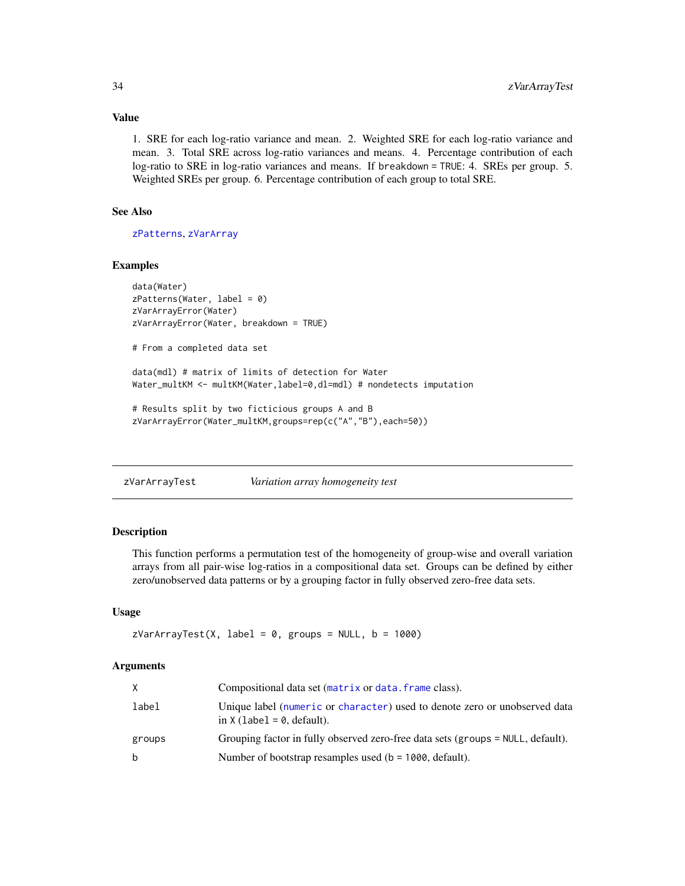### Value

1. SRE for each log-ratio variance and mean. 2. Weighted SRE for each log-ratio variance and mean. 3. Total SRE across log-ratio variances and means. 4. Percentage contribution of each log-ratio to SRE in log-ratio variances and means. If breakdown = TRUE: 4. SREs per group. 5. Weighted SREs per group. 6. Percentage contribution of each group to total SRE.

### See Also

zPatterns, zVarArray

### Examples

```
data(Water)
zPatterns(Water, label = 0)
zVarArrayError(Water)
zVarArrayError(Water, breakdown = TRUE)

# From a completed data set

data(mdl) # matrix of limits of detection for Water
Water_multKM <- multKM(Water,label=0,dl=mdl) # nondetects imputation

# Results split by two ficticious groups A and B
zVarArrayError(Water_multKM,groups=rep(c("A","B"),each=50))
```

---

## zVarArrayTest — *Variation array homogeneity test*

### Description

This function performs a permutation test of the homogeneity of group-wise and overall variation arrays from all pair-wise log-ratios in a compositional data set. Groups can be defined by either zero/unobserved data patterns or by a grouping factor in fully observed zero-free data sets.

### Usage

```
zVarArrayTest(X, label = 0, groups = NULL, b = 1000)
```

### Arguments

| | |
|---|---|
| X | Compositional data set (matrix or data.frame class). |
| label | Unique label (numeric or character) used to denote zero or unobserved data in X (label = 0, default). |
| groups | Grouping factor in fully observed zero-free data sets (groups = NULL, default). |
| b | Number of bootstrap resamples used (b = 1000, default). |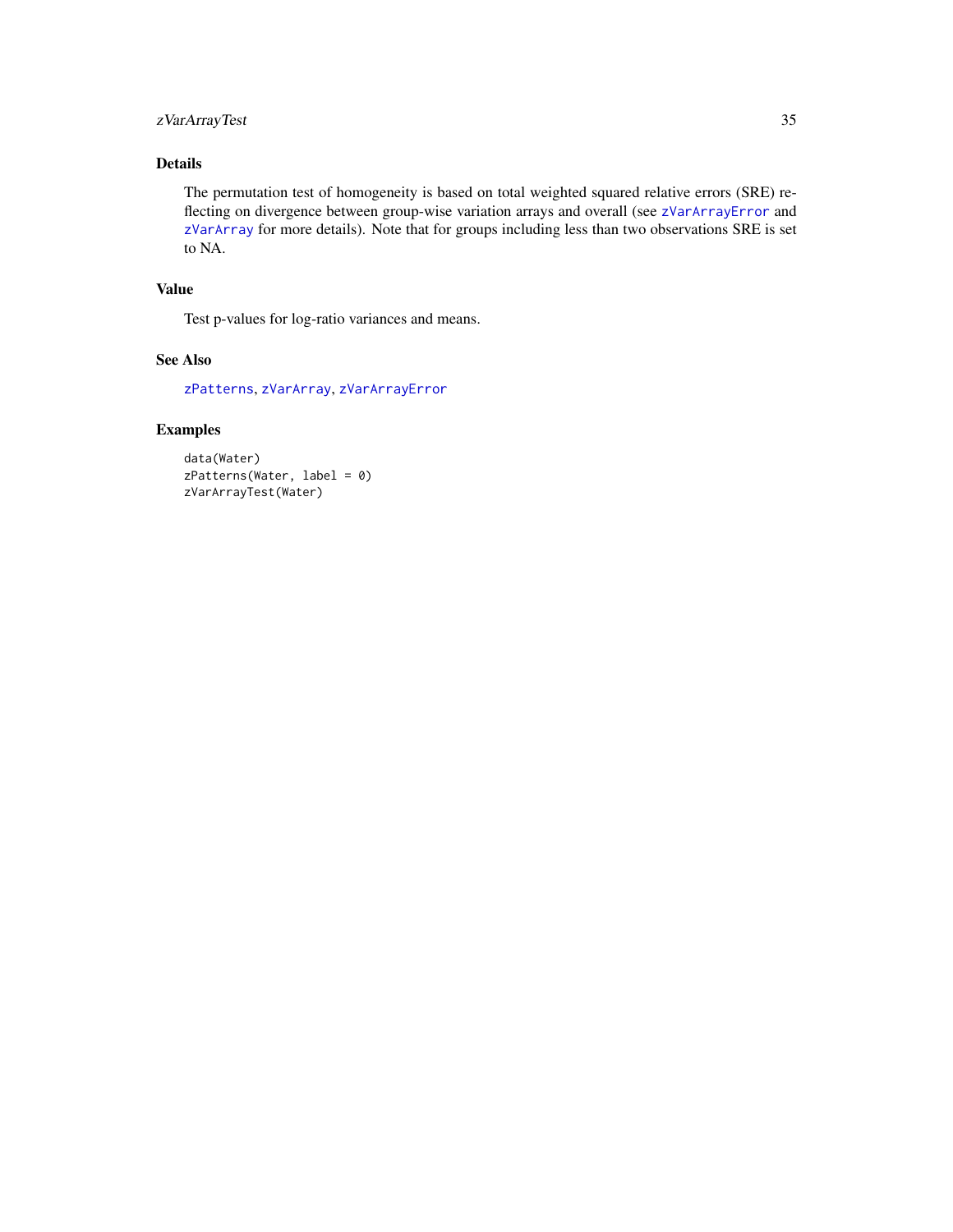## Details

The permutation test of homogeneity is based on total weighted squared relative errors (SRE) reflecting on divergence between group-wise variation arrays and overall (see `zVarArrayError` and `zVarArray` for more details). Note that for groups including less than two observations SRE is set to NA.

## Value

Test p-values for log-ratio variances and means.

## See Also

`zPatterns`, `zVarArray`, `zVarArrayError`

## Examples

```
data(Water)
zPatterns(Water, label = 0)
zVarArrayTest(Water)
```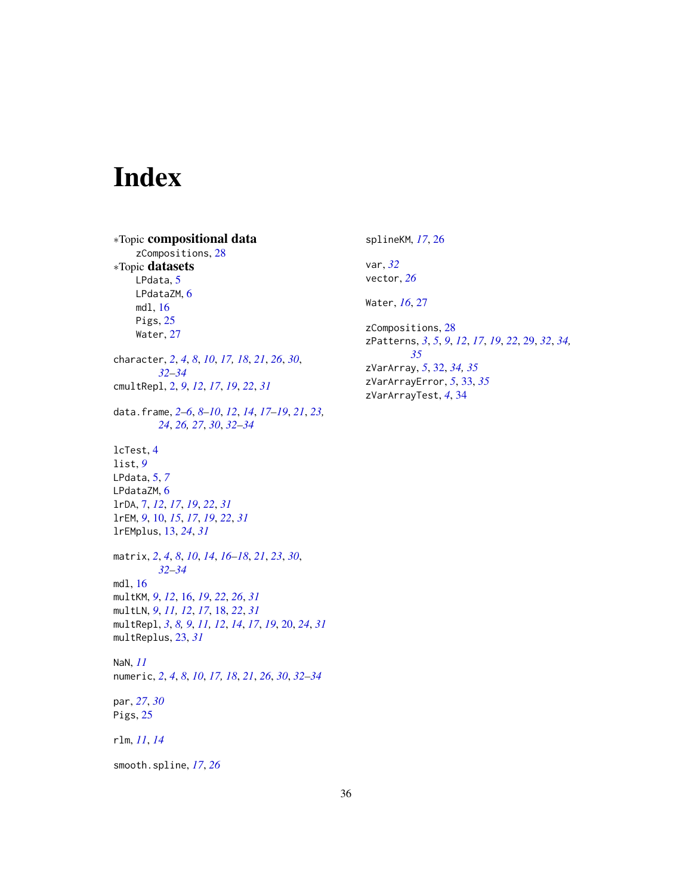# Index

∗Topic **compositional data**
- zCompositions, 28

∗Topic **datasets**
- LPdata, 5
- LPdataZM, 6
- mdl, 16
- Pigs, 25
- Water, 27

character, 2, 4, 8, 10, 17, 18, 21, 26, 30, 32–34
cmultRepl, 2, 9, 12, 17, 19, 22, 31

data.frame, 2–6, 8–10, 12, 14, 17–19, 21, 23, 24, 26, 27, 30, 32–34

lcTest, 4
list, 9
LPdata, 5, 7
LPdataZM, 6
lrDA, 7, 12, 17, 19, 22, 31
lrEM, 9, 10, 15, 17, 19, 22, 31
lrEMplus, 13, 24, 31

matrix, 2, 4, 8, 10, 14, 16–18, 21, 23, 30, 32–34
mdl, 16
multKM, 9, 12, 16, 19, 22, 26, 31
multLN, 9, 11, 12, 17, 18, 22, 31
multRepl, 3, 8, 9, 11, 12, 14, 17, 19, 20, 24, 31
multReplus, 23, 31

NaN, 11
numeric, 2, 4, 8, 10, 17, 18, 21, 26, 30, 32–34

par, 27, 30
Pigs, 25

rlm, 11, 14

smooth.spline, 17, 26
splineKM, 17, 26

var, 32
vector, 26

Water, 16, 27

zCompositions, 28
zPatterns, 3, 5, 9, 12, 17, 19, 22, 29, 32, 34, 35
zVarArray, 5, 32, 34, 35
zVarArrayError, 5, 33, 35
zVarArrayTest, 4, 34